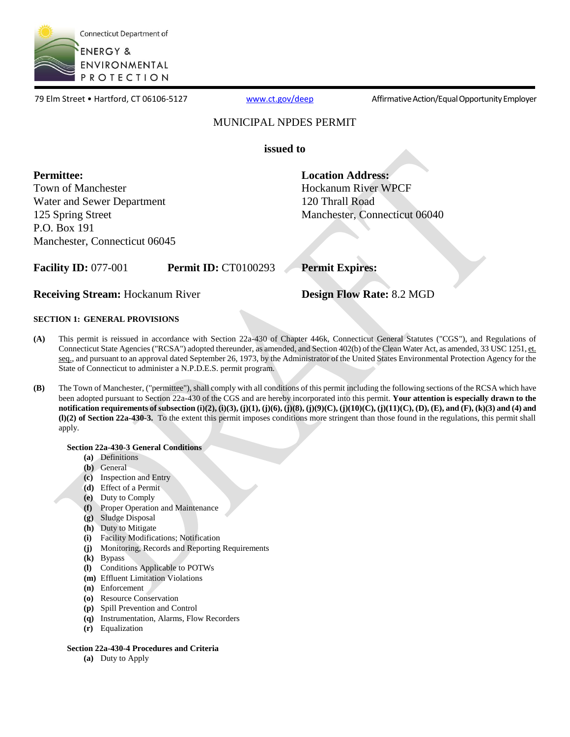Connecticut Department of ENERGY & ENVIRONMENTAL PROTECTION

79 Elm Street • Hartford, CT 06106-5127 www.ct.gov/deep Affirmative Action/Equal Opportunity Employer

# MUNICIPAL NPDES PERMIT

**issued to**

**Permittee:**
Town of Manchester
Water and Sewer Department
125 Spring Street
P.O. Box 191
Manchester, Connecticut 06045

**Location Address:**
Hockanum River WPCF
120 Thrall Road
Manchester, Connecticut 06040

**Facility ID:** 077-001 **Permit ID:** CT0100293 **Permit Expires:**

**Receiving Stream:** Hockanum River **Design Flow Rate:** 8.2 MGD

## SECTION 1: GENERAL PROVISIONS

**(A)** This permit is reissued in accordance with Section 22a-430 of Chapter 446k, Connecticut General Statutes ("CGS"), and Regulations of Connecticut State Agencies ("RCSA") adopted thereunder, as amended, and Section 402(b) of the Clean Water Act, as amended, 33 USC 1251, et. seq., and pursuant to an approval dated September 26, 1973, by the Administrator of the United States Environmental Protection Agency for the State of Connecticut to administer a N.P.D.E.S. permit program.

**(B)** The Town of Manchester, ("permittee"), shall comply with all conditions of this permit including the following sections of the RCSA which have been adopted pursuant to Section 22a-430 of the CGS and are hereby incorporated into this permit. **Your attention is especially drawn to the notification requirements of subsection (i)(2), (i)(3), (j)(1), (j)(6), (j)(8), (j)(9)(C), (j)(10)(C), (j)(11)(C), (D), (E), and (F), (k)(3) and (4) and (l)(2) of Section 22a-430-3.** To the extent this permit imposes conditions more stringent than those found in the regulations, this permit shall apply.

**Section 22a-430-3 General Conditions**

- **(a)** Definitions
- **(b)** General
- **(c)** Inspection and Entry
- **(d)** Effect of a Permit
- **(e)** Duty to Comply
- **(f)** Proper Operation and Maintenance
- **(g)** Sludge Disposal
- **(h)** Duty to Mitigate
- **(i)** Facility Modifications; Notification
- **(j)** Monitoring, Records and Reporting Requirements
- **(k)** Bypass
- **(l)** Conditions Applicable to POTWs
- **(m)** Effluent Limitation Violations
- **(n)** Enforcement
- **(o)** Resource Conservation
- **(p)** Spill Prevention and Control
- **(q)** Instrumentation, Alarms, Flow Recorders
- **(r)** Equalization

**Section 22a-430-4 Procedures and Criteria**

- **(a)** Duty to Apply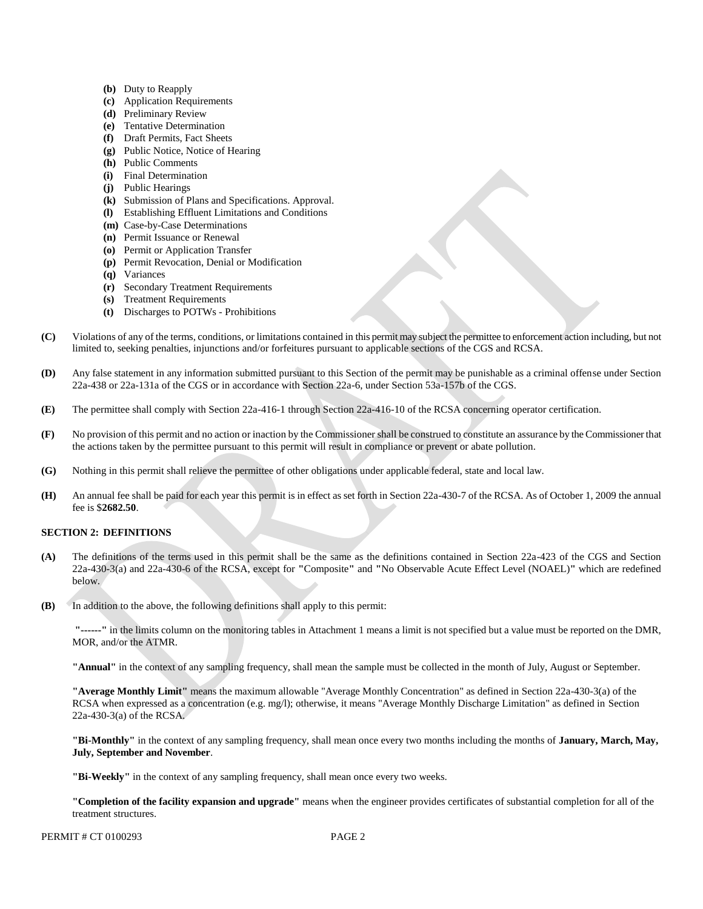- **(b)** Duty to Reapply
- **(c)** Application Requirements
- **(d)** Preliminary Review
- **(e)** Tentative Determination
- **(f)** Draft Permits, Fact Sheets
- **(g)** Public Notice, Notice of Hearing
- **(h)** Public Comments
- **(i)** Final Determination
- **(j)** Public Hearings
- **(k)** Submission of Plans and Specifications. Approval.
- **(l)** Establishing Effluent Limitations and Conditions
- **(m)** Case-by-Case Determinations
- **(n)** Permit Issuance or Renewal
- **(o)** Permit or Application Transfer
- **(p)** Permit Revocation, Denial or Modification
- **(q)** Variances
- **(r)** Secondary Treatment Requirements
- **(s)** Treatment Requirements
- **(t)** Discharges to POTWs - Prohibitions

**(C)** Violations of any of the terms, conditions, or limitations contained in this permit may subject the permittee to enforcement action including, but not limited to, seeking penalties, injunctions and/or forfeitures pursuant to applicable sections of the CGS and RCSA.

**(D)** Any false statement in any information submitted pursuant to this Section of the permit may be punishable as a criminal offense under Section 22a-438 or 22a-131a of the CGS or in accordance with Section 22a-6, under Section 53a-157b of the CGS.

**(E)** The permittee shall comply with Section 22a-416-1 through Section 22a-416-10 of the RCSA concerning operator certification.

**(F)** No provision of this permit and no action or inaction by the Commissioner shall be construed to constitute an assurance by the Commissioner that the actions taken by the permittee pursuant to this permit will result in compliance or prevent or abate pollution.

**(G)** Nothing in this permit shall relieve the permittee of other obligations under applicable federal, state and local law.

**(H)** An annual fee shall be paid for each year this permit is in effect as set forth in Section 22a-430-7 of the RCSA. As of October 1, 2009 the annual fee is $**2682.50**.

## SECTION 2: DEFINITIONS

**(A)** The definitions of the terms used in this permit shall be the same as the definitions contained in Section 22a-423 of the CGS and Section 22a-430-3(a) and 22a-430-6 of the RCSA, except for **"**Composite**"** and **"**No Observable Acute Effect Level (NOAEL)**"** which are redefined below.

**(B)** In addition to the above, the following definitions shall apply to this permit:

**"------"** in the limits column on the monitoring tables in Attachment 1 means a limit is not specified but a value must be reported on the DMR, MOR, and/or the ATMR.

**"Annual"** in the context of any sampling frequency, shall mean the sample must be collected in the month of July, August or September.

**"Average Monthly Limit"** means the maximum allowable "Average Monthly Concentration" as defined in Section 22a-430-3(a) of the RCSA when expressed as a concentration (e.g. mg/l); otherwise, it means "Average Monthly Discharge Limitation" as defined in Section 22a-430-3(a) of the RCSA.

**"Bi-Monthly"** in the context of any sampling frequency, shall mean once every two months including the months of **January, March, May, July, September and November**.

**"Bi-Weekly"** in the context of any sampling frequency, shall mean once every two weeks.

**"Completion of the facility expansion and upgrade"** means when the engineer provides certificates of substantial completion for all of the treatment structures.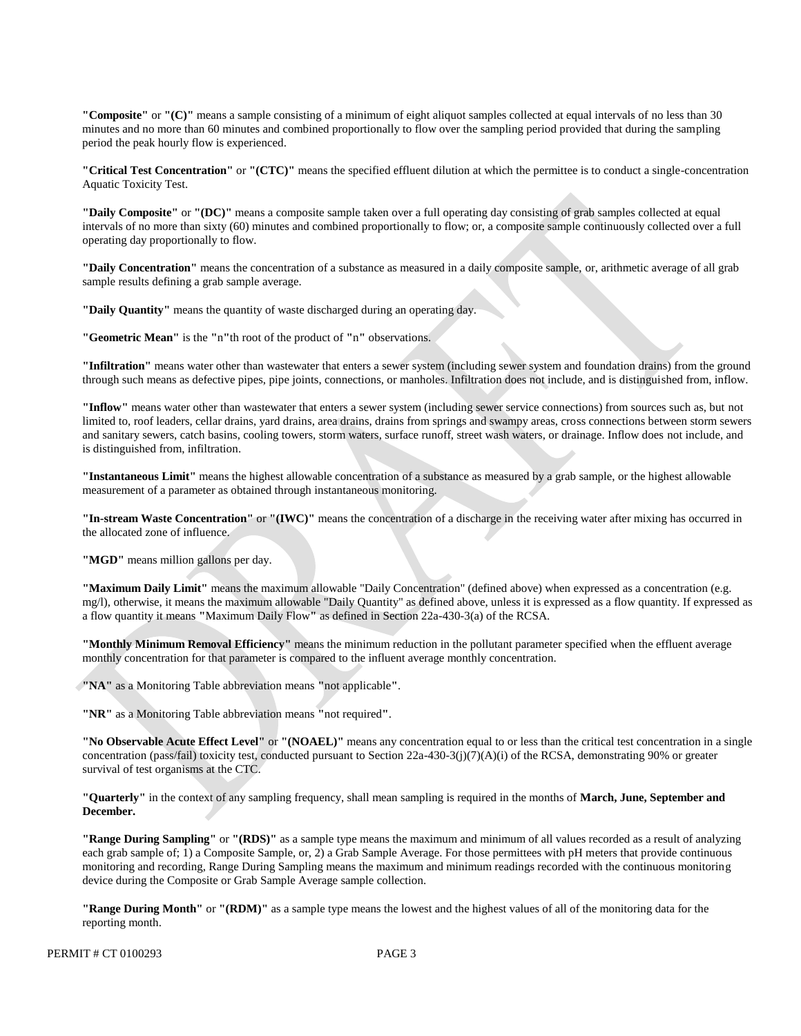**"Composite"** or **"(C)"** means a sample consisting of a minimum of eight aliquot samples collected at equal intervals of no less than 30 minutes and no more than 60 minutes and combined proportionally to flow over the sampling period provided that during the sampling period the peak hourly flow is experienced.

**"Critical Test Concentration"** or **"(CTC)"** means the specified effluent dilution at which the permittee is to conduct a single-concentration Aquatic Toxicity Test.

**"Daily Composite"** or **"(DC)"** means a composite sample taken over a full operating day consisting of grab samples collected at equal intervals of no more than sixty (60) minutes and combined proportionally to flow; or, a composite sample continuously collected over a full operating day proportionally to flow.

**"Daily Concentration"** means the concentration of a substance as measured in a daily composite sample, or, arithmetic average of all grab sample results defining a grab sample average.

**"Daily Quantity"** means the quantity of waste discharged during an operating day.

**"Geometric Mean"** is the "n"th root of the product of "n" observations.

**"Infiltration"** means water other than wastewater that enters a sewer system (including sewer system and foundation drains) from the ground through such means as defective pipes, pipe joints, connections, or manholes. Infiltration does not include, and is distinguished from, inflow.

**"Inflow"** means water other than wastewater that enters a sewer system (including sewer service connections) from sources such as, but not limited to, roof leaders, cellar drains, yard drains, area drains, drains from springs and swampy areas, cross connections between storm sewers and sanitary sewers, catch basins, cooling towers, storm waters, surface runoff, street wash waters, or drainage. Inflow does not include, and is distinguished from, infiltration.

**"Instantaneous Limit"** means the highest allowable concentration of a substance as measured by a grab sample, or the highest allowable measurement of a parameter as obtained through instantaneous monitoring.

**"In-stream Waste Concentration"** or **"(IWC)"** means the concentration of a discharge in the receiving water after mixing has occurred in the allocated zone of influence.

**"MGD"** means million gallons per day.

**"Maximum Daily Limit"** means the maximum allowable "Daily Concentration" (defined above) when expressed as a concentration (e.g. mg/l), otherwise, it means the maximum allowable "Daily Quantity" as defined above, unless it is expressed as a flow quantity. If expressed as a flow quantity it means "Maximum Daily Flow" as defined in Section 22a-430-3(a) of the RCSA.

**"Monthly Minimum Removal Efficiency"** means the minimum reduction in the pollutant parameter specified when the effluent average monthly concentration for that parameter is compared to the influent average monthly concentration.

**"NA"** as a Monitoring Table abbreviation means "not applicable".

**"NR"** as a Monitoring Table abbreviation means "not required".

**"No Observable Acute Effect Level"** or **"(NOAEL)"** means any concentration equal to or less than the critical test concentration in a single concentration (pass/fail) toxicity test, conducted pursuant to Section 22a-430-3(j)(7)(A)(i) of the RCSA, demonstrating 90% or greater survival of test organisms at the CTC.

**"Quarterly"** in the context of any sampling frequency, shall mean sampling is required in the months of **March, June, September and December.**

**"Range During Sampling"** or **"(RDS)"** as a sample type means the maximum and minimum of all values recorded as a result of analyzing each grab sample of; 1) a Composite Sample, or, 2) a Grab Sample Average. For those permittees with pH meters that provide continuous monitoring and recording, Range During Sampling means the maximum and minimum readings recorded with the continuous monitoring device during the Composite or Grab Sample Average sample collection.

**"Range During Month"** or **"(RDM)"** as a sample type means the lowest and the highest values of all of the monitoring data for the reporting month.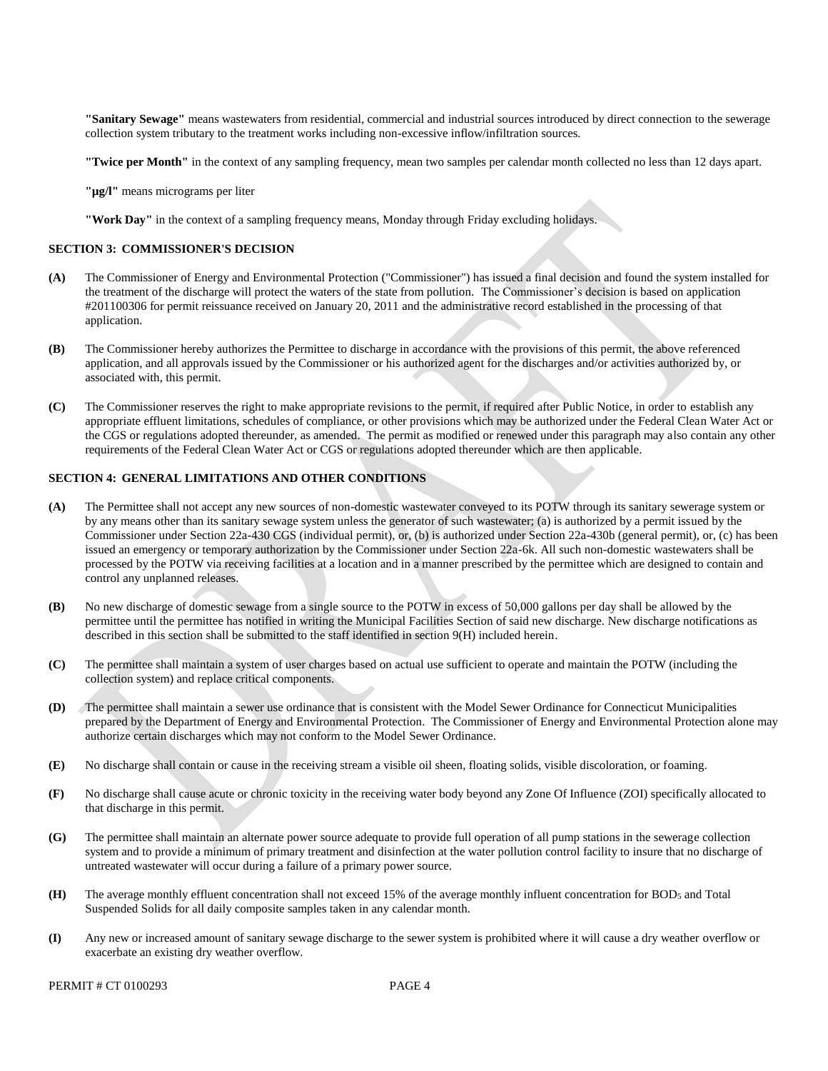**"Sanitary Sewage"** means wastewaters from residential, commercial and industrial sources introduced by direct connection to the sewerage collection system tributary to the treatment works including non-excessive inflow/infiltration sources.

**"Twice per Month"** in the context of any sampling frequency, mean two samples per calendar month collected no less than 12 days apart.

**"µg/l"** means micrograms per liter

**"Work Day"** in the context of a sampling frequency means, Monday through Friday excluding holidays.

**SECTION 3: COMMISSIONER'S DECISION**

**(A)** The Commissioner of Energy and Environmental Protection ("Commissioner") has issued a final decision and found the system installed for the treatment of the discharge will protect the waters of the state from pollution. The Commissioner's decision is based on application #201100306 for permit reissuance received on January 20, 2011 and the administrative record established in the processing of that application.

**(B)** The Commissioner hereby authorizes the Permittee to discharge in accordance with the provisions of this permit, the above referenced application, and all approvals issued by the Commissioner or his authorized agent for the discharges and/or activities authorized by, or associated with, this permit.

**(C)** The Commissioner reserves the right to make appropriate revisions to the permit, if required after Public Notice, in order to establish any appropriate effluent limitations, schedules of compliance, or other provisions which may be authorized under the Federal Clean Water Act or the CGS or regulations adopted thereunder, as amended. The permit as modified or renewed under this paragraph may also contain any other requirements of the Federal Clean Water Act or CGS or regulations adopted thereunder which are then applicable.

**SECTION 4: GENERAL LIMITATIONS AND OTHER CONDITIONS**

**(A)** The Permittee shall not accept any new sources of non-domestic wastewater conveyed to its POTW through its sanitary sewerage system or by any means other than its sanitary sewage system unless the generator of such wastewater; (a) is authorized by a permit issued by the Commissioner under Section 22a-430 CGS (individual permit), or, (b) is authorized under Section 22a-430b (general permit), or, (c) has been issued an emergency or temporary authorization by the Commissioner under Section 22a-6k. All such non-domestic wastewaters shall be processed by the POTW via receiving facilities at a location and in a manner prescribed by the permittee which are designed to contain and control any unplanned releases.

**(B)** No new discharge of domestic sewage from a single source to the POTW in excess of 50,000 gallons per day shall be allowed by the permittee until the permittee has notified in writing the Municipal Facilities Section of said new discharge. New discharge notifications as described in this section shall be submitted to the staff identified in section 9(H) included herein.

**(C)** The permittee shall maintain a system of user charges based on actual use sufficient to operate and maintain the POTW (including the collection system) and replace critical components.

**(D)** The permittee shall maintain a sewer use ordinance that is consistent with the Model Sewer Ordinance for Connecticut Municipalities prepared by the Department of Energy and Environmental Protection. The Commissioner of Energy and Environmental Protection alone may authorize certain discharges which may not conform to the Model Sewer Ordinance.

**(E)** No discharge shall contain or cause in the receiving stream a visible oil sheen, floating solids, visible discoloration, or foaming.

**(F)** No discharge shall cause acute or chronic toxicity in the receiving water body beyond any Zone Of Influence (ZOI) specifically allocated to that discharge in this permit.

**(G)** The permittee shall maintain an alternate power source adequate to provide full operation of all pump stations in the sewerage collection system and to provide a minimum of primary treatment and disinfection at the water pollution control facility to insure that no discharge of untreated wastewater will occur during a failure of a primary power source.

**(H)** The average monthly effluent concentration shall not exceed 15% of the average monthly influent concentration for $BOD_5$ and Total Suspended Solids for all daily composite samples taken in any calendar month.

**(I)** Any new or increased amount of sanitary sewage discharge to the sewer system is prohibited where it will cause a dry weather overflow or exacerbate an existing dry weather overflow.

PERMIT # CT 0100293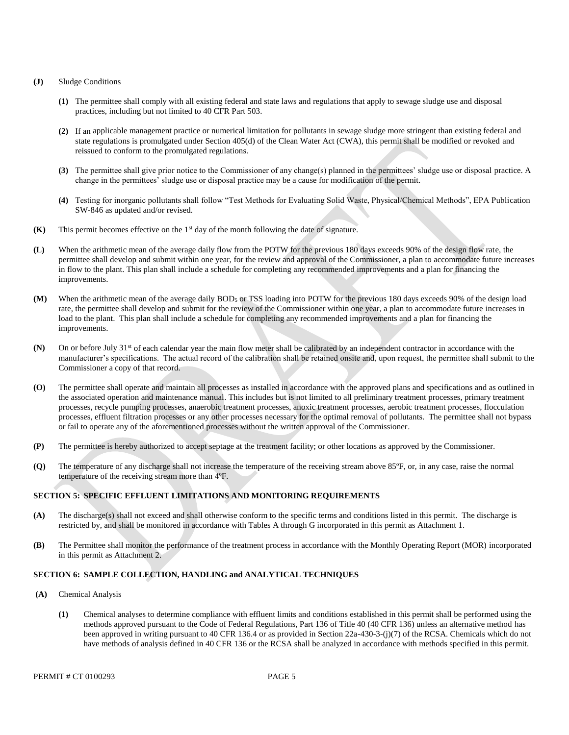**(J)** Sludge Conditions

**(1)** The permittee shall comply with all existing federal and state laws and regulations that apply to sewage sludge use and disposal practices, including but not limited to 40 CFR Part 503.

**(2)** If an applicable management practice or numerical limitation for pollutants in sewage sludge more stringent than existing federal and state regulations is promulgated under Section 405(d) of the Clean Water Act (CWA), this permit shall be modified or revoked and reissued to conform to the promulgated regulations.

**(3)** The permittee shall give prior notice to the Commissioner of any change(s) planned in the permittees' sludge use or disposal practice. A change in the permittees' sludge use or disposal practice may be a cause for modification of the permit.

**(4)** Testing for inorganic pollutants shall follow "Test Methods for Evaluating Solid Waste, Physical/Chemical Methods", EPA Publication SW-846 as updated and/or revised.

**(K)** This permit becomes effective on the 1st day of the month following the date of signature.

**(L)** When the arithmetic mean of the average daily flow from the POTW for the previous 180 days exceeds 90% of the design flow rate, the permittee shall develop and submit within one year, for the review and approval of the Commissioner, a plan to accommodate future increases in flow to the plant. This plan shall include a schedule for completing any recommended improvements and a plan for financing the improvements.

**(M)** When the arithmetic mean of the average daily $BOD_5$ or TSS loading into POTW for the previous 180 days exceeds 90% of the design load rate, the permittee shall develop and submit for the review of the Commissioner within one year, a plan to accommodate future increases in load to the plant. This plan shall include a schedule for completing any recommended improvements and a plan for financing the improvements.

**(N)** On or before July 31st of each calendar year the main flow meter shall be calibrated by an independent contractor in accordance with the manufacturer's specifications. The actual record of the calibration shall be retained onsite and, upon request, the permittee shall submit to the Commissioner a copy of that record.

**(O)** The permittee shall operate and maintain all processes as installed in accordance with the approved plans and specifications and as outlined in the associated operation and maintenance manual. This includes but is not limited to all preliminary treatment processes, primary treatment processes, recycle pumping processes, anaerobic treatment processes, anoxic treatment processes, aerobic treatment processes, flocculation processes, effluent filtration processes or any other processes necessary for the optimal removal of pollutants. The permittee shall not bypass or fail to operate any of the aforementioned processes without the written approval of the Commissioner.

**(P)** The permittee is hereby authorized to accept septage at the treatment facility; or other locations as approved by the Commissioner.

**(Q)** The temperature of any discharge shall not increase the temperature of the receiving stream above 85ºF, or, in any case, raise the normal temperature of the receiving stream more than 4ºF.

## SECTION 5: SPECIFIC EFFLUENT LIMITATIONS AND MONITORING REQUIREMENTS

**(A)** The discharge(s) shall not exceed and shall otherwise conform to the specific terms and conditions listed in this permit. The discharge is restricted by, and shall be monitored in accordance with Tables A through G incorporated in this permit as Attachment 1.

**(B)** The Permittee shall monitor the performance of the treatment process in accordance with the Monthly Operating Report (MOR) incorporated in this permit as Attachment 2.

## SECTION 6: SAMPLE COLLECTION, HANDLING and ANALYTICAL TECHNIQUES

**(A)** Chemical Analysis

**(1)** Chemical analyses to determine compliance with effluent limits and conditions established in this permit shall be performed using the methods approved pursuant to the Code of Federal Regulations, Part 136 of Title 40 (40 CFR 136) unless an alternative method has been approved in writing pursuant to 40 CFR 136.4 or as provided in Section 22a-430-3-(j)(7) of the RCSA. Chemicals which do not have methods of analysis defined in 40 CFR 136 or the RCSA shall be analyzed in accordance with methods specified in this permit.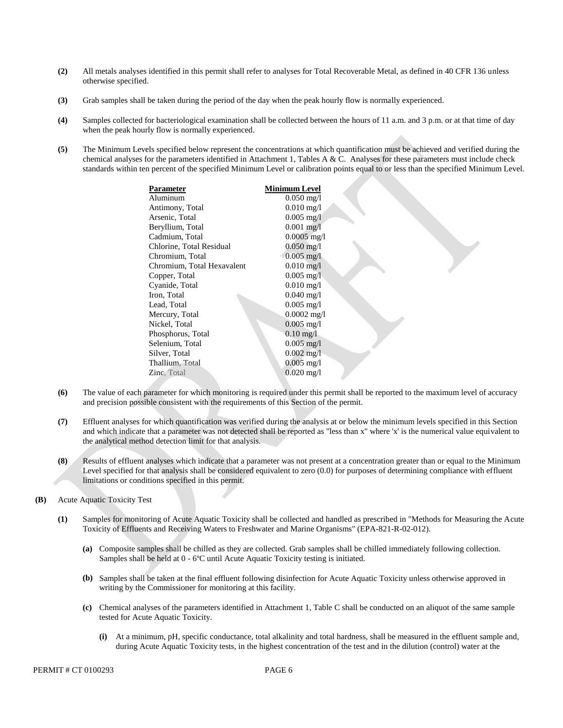**(2)** All metals analyses identified in this permit shall refer to analyses for Total Recoverable Metal, as defined in 40 CFR 136 unless otherwise specified.

**(3)** Grab samples shall be taken during the period of the day when the peak hourly flow is normally experienced.

**(4)** Samples collected for bacteriological examination shall be collected between the hours of 11 a.m. and 3 p.m. or at that time of day when the peak hourly flow is normally experienced.

**(5)** The Minimum Levels specified below represent the concentrations at which quantification must be achieved and verified during the chemical analyses for the parameters identified in Attachment 1, Tables A & C. Analyses for these parameters must include check standards within ten percent of the specified Minimum Level or calibration points equal to or less than the specified Minimum Level.

| Parameter | Minimum Level |
|---|---|
| Aluminum | 0.050 mg/l |
| Antimony, Total | 0.010 mg/l |
| Arsenic, Total | 0.005 mg/l |
| Beryllium, Total | 0.001 mg/l |
| Cadmium, Total | 0.0005 mg/l |
| Chlorine, Total Residual | 0.050 mg/l |
| Chromium, Total | 0.005 mg/l |
| Chromium, Total Hexavalent | 0.010 mg/l |
| Copper, Total | 0.005 mg/l |
| Cyanide, Total | 0.010 mg/l |
| Iron, Total | 0.040 mg/l |
| Lead, Total | 0.005 mg/l |
| Mercury, Total | 0.0002 mg/l |
| Nickel, Total | 0.005 mg/l |
| Phosphorus, Total | 0.10 mg/l |
| Selenium, Total | 0.005 mg/l |
| Silver, Total | 0.002 mg/l |
| Thallium, Total | 0.005 mg/l |
| Zinc, Total | 0.020 mg/l |

**(6)** The value of each parameter for which monitoring is required under this permit shall be reported to the maximum level of accuracy and precision possible consistent with the requirements of this Section of the permit.

**(7)** Effluent analyses for which quantification was verified during the analysis at or below the minimum levels specified in this Section and which indicate that a parameter was not detected shall be reported as "less than x" where 'x' is the numerical value equivalent to the analytical method detection limit for that analysis.

**(8)** Results of effluent analyses which indicate that a parameter was not present at a concentration greater than or equal to the Minimum Level specified for that analysis shall be considered equivalent to zero (0.0) for purposes of determining compliance with effluent limitations or conditions specified in this permit.

**(B)** Acute Aquatic Toxicity Test

**(1)** Samples for monitoring of Acute Aquatic Toxicity shall be collected and handled as prescribed in "Methods for Measuring the Acute Toxicity of Effluents and Receiving Waters to Freshwater and Marine Organisms" (EPA-821-R-02-012).

**(a)** Composite samples shall be chilled as they are collected. Grab samples shall be chilled immediately following collection. Samples shall be held at 0 - 6ºC until Acute Aquatic Toxicity testing is initiated.

**(b)** Samples shall be taken at the final effluent following disinfection for Acute Aquatic Toxicity unless otherwise approved in writing by the Commissioner for monitoring at this facility.

**(c)** Chemical analyses of the parameters identified in Attachment 1, Table C shall be conducted on an aliquot of the same sample tested for Acute Aquatic Toxicity.

**(i)** At a minimum, pH, specific conductance, total alkalinity and total hardness, shall be measured in the effluent sample and, during Acute Aquatic Toxicity tests, in the highest concentration of the test and in the dilution (control) water at the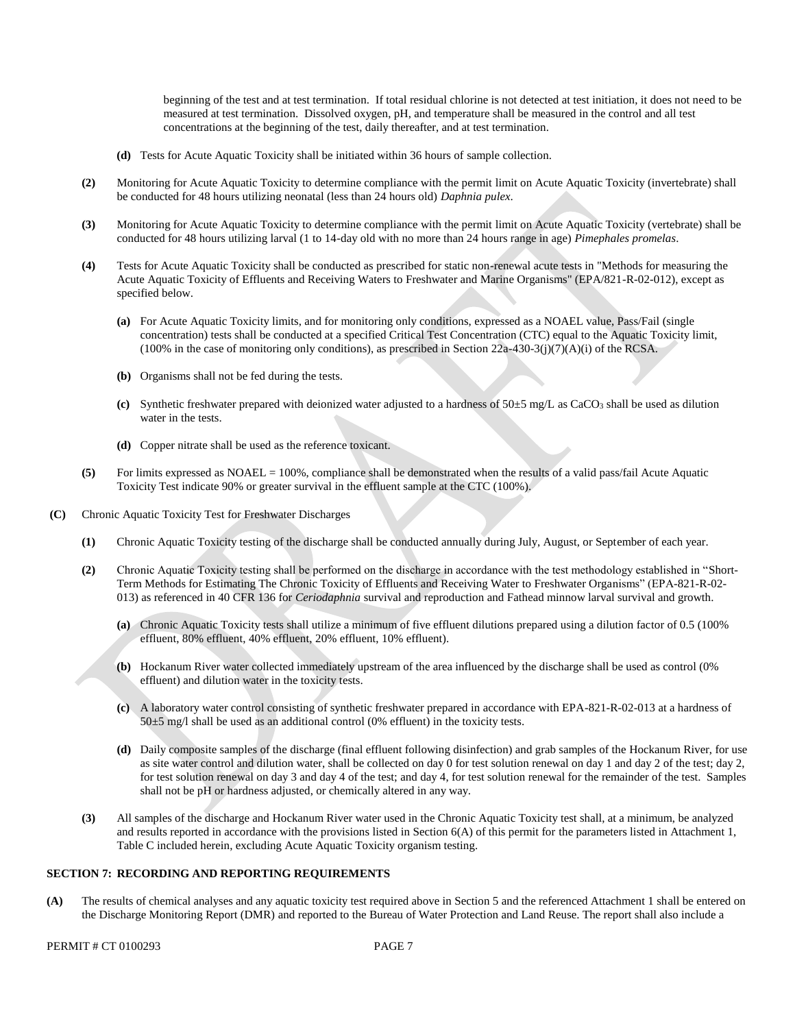beginning of the test and at test termination. If total residual chlorine is not detected at test initiation, it does not need to be measured at test termination. Dissolved oxygen, pH, and temperature shall be measured in the control and all test concentrations at the beginning of the test, daily thereafter, and at test termination.

**(d)** Tests for Acute Aquatic Toxicity shall be initiated within 36 hours of sample collection.

**(2)** Monitoring for Acute Aquatic Toxicity to determine compliance with the permit limit on Acute Aquatic Toxicity (invertebrate) shall be conducted for 48 hours utilizing neonatal (less than 24 hours old) *Daphnia pulex*.

**(3)** Monitoring for Acute Aquatic Toxicity to determine compliance with the permit limit on Acute Aquatic Toxicity (vertebrate) shall be conducted for 48 hours utilizing larval (1 to 14-day old with no more than 24 hours range in age) *Pimephales promelas*.

**(4)** Tests for Acute Aquatic Toxicity shall be conducted as prescribed for static non-renewal acute tests in "Methods for measuring the Acute Aquatic Toxicity of Effluents and Receiving Waters to Freshwater and Marine Organisms" (EPA/821-R-02-012), except as specified below.

**(a)** For Acute Aquatic Toxicity limits, and for monitoring only conditions, expressed as a NOAEL value, Pass/Fail (single concentration) tests shall be conducted at a specified Critical Test Concentration (CTC) equal to the Aquatic Toxicity limit, (100% in the case of monitoring only conditions), as prescribed in Section 22a-430-3(j)(7)(A)(i) of the RCSA.

**(b)** Organisms shall not be fed during the tests.

**(c)** Synthetic freshwater prepared with deionized water adjusted to a hardness of 50±5 mg/L as $CaCO_3$ shall be used as dilution water in the tests.

**(d)** Copper nitrate shall be used as the reference toxicant.

**(5)** For limits expressed as NOAEL = 100%, compliance shall be demonstrated when the results of a valid pass/fail Acute Aquatic Toxicity Test indicate 90% or greater survival in the effluent sample at the CTC (100%).

**(C)** Chronic Aquatic Toxicity Test for Freshwater Discharges

**(1)** Chronic Aquatic Toxicity testing of the discharge shall be conducted annually during July, August, or September of each year.

**(2)** Chronic Aquatic Toxicity testing shall be performed on the discharge in accordance with the test methodology established in "Short-Term Methods for Estimating The Chronic Toxicity of Effluents and Receiving Water to Freshwater Organisms" (EPA-821-R-02-013) as referenced in 40 CFR 136 for *Ceriodaphnia* survival and reproduction and Fathead minnow larval survival and growth.

**(a)** Chronic Aquatic Toxicity tests shall utilize a minimum of five effluent dilutions prepared using a dilution factor of 0.5 (100% effluent, 80% effluent, 40% effluent, 20% effluent, 10% effluent).

**(b)** Hockanum River water collected immediately upstream of the area influenced by the discharge shall be used as control (0% effluent) and dilution water in the toxicity tests.

**(c)** A laboratory water control consisting of synthetic freshwater prepared in accordance with EPA-821-R-02-013 at a hardness of 50±5 mg/l shall be used as an additional control (0% effluent) in the toxicity tests.

**(d)** Daily composite samples of the discharge (final effluent following disinfection) and grab samples of the Hockanum River, for use as site water control and dilution water, shall be collected on day 0 for test solution renewal on day 1 and day 2 of the test; day 2, for test solution renewal on day 3 and day 4 of the test; and day 4, for test solution renewal for the remainder of the test. Samples shall not be pH or hardness adjusted, or chemically altered in any way.

**(3)** All samples of the discharge and Hockanum River water used in the Chronic Aquatic Toxicity test shall, at a minimum, be analyzed and results reported in accordance with the provisions listed in Section 6(A) of this permit for the parameters listed in Attachment 1, Table C included herein, excluding Acute Aquatic Toxicity organism testing.

### SECTION 7: RECORDING AND REPORTING REQUIREMENTS

**(A)** The results of chemical analyses and any aquatic toxicity test required above in Section 5 and the referenced Attachment 1 shall be entered on the Discharge Monitoring Report (DMR) and reported to the Bureau of Water Protection and Land Reuse. The report shall also include a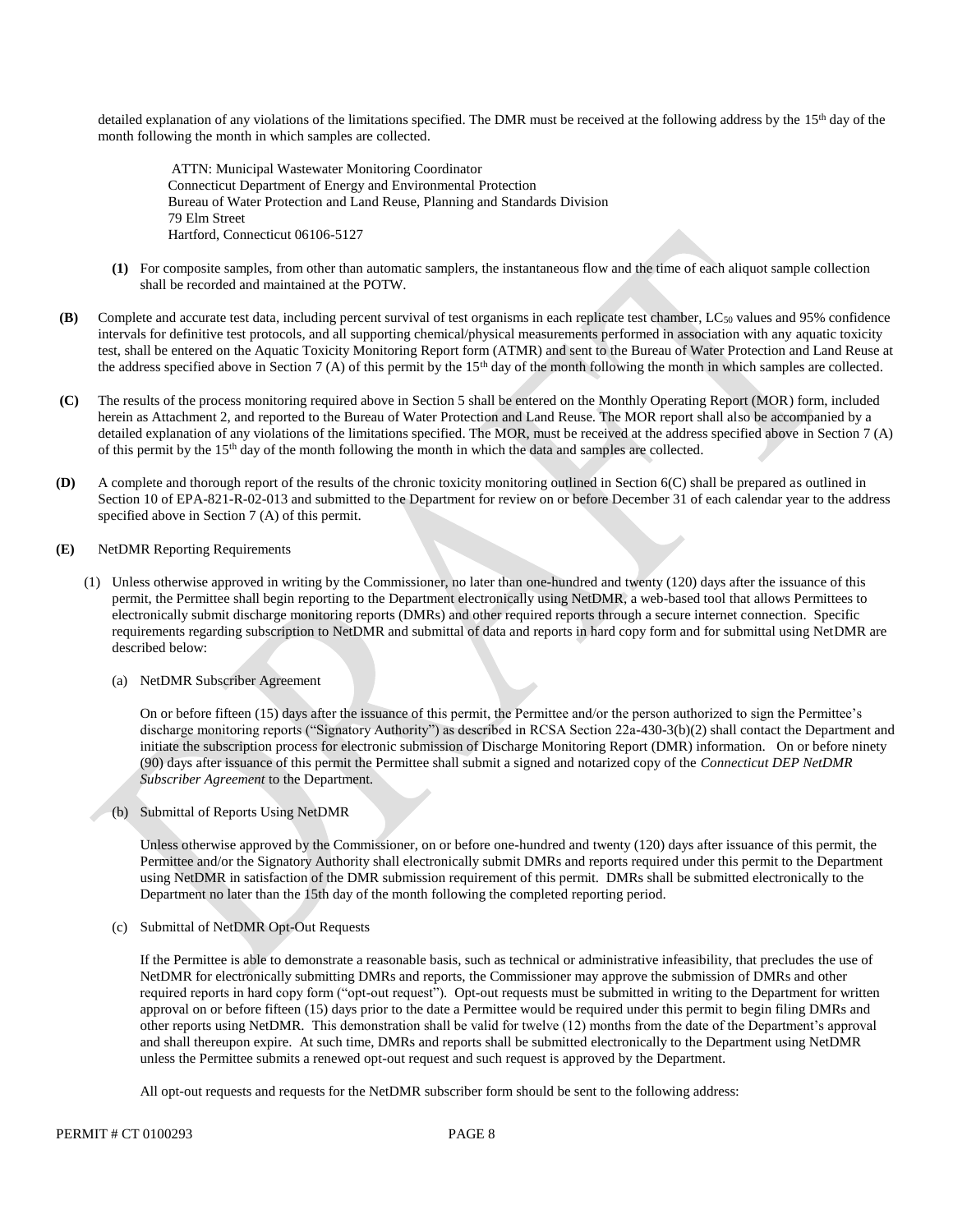detailed explanation of any violations of the limitations specified. The DMR must be received at the following address by the 15th day of the month following the month in which samples are collected.

> ATTN: Municipal Wastewater Monitoring Coordinator
> Connecticut Department of Energy and Environmental Protection
> Bureau of Water Protection and Land Reuse, Planning and Standards Division
> 79 Elm Street
> Hartford, Connecticut 06106-5127

**(1)** For composite samples, from other than automatic samplers, the instantaneous flow and the time of each aliquot sample collection shall be recorded and maintained at the POTW.

**(B)** Complete and accurate test data, including percent survival of test organisms in each replicate test chamber, $LC_{50}$ values and 95% confidence intervals for definitive test protocols, and all supporting chemical/physical measurements performed in association with any aquatic toxicity test, shall be entered on the Aquatic Toxicity Monitoring Report form (ATMR) and sent to the Bureau of Water Protection and Land Reuse at the address specified above in Section 7 (A) of this permit by the 15th day of the month following the month in which samples are collected.

**(C)** The results of the process monitoring required above in Section 5 shall be entered on the Monthly Operating Report (MOR) form, included herein as Attachment 2, and reported to the Bureau of Water Protection and Land Reuse. The MOR report shall also be accompanied by a detailed explanation of any violations of the limitations specified. The MOR, must be received at the address specified above in Section 7 (A) of this permit by the 15th day of the month following the month in which the data and samples are collected.

**(D)** A complete and thorough report of the results of the chronic toxicity monitoring outlined in Section 6(C) shall be prepared as outlined in Section 10 of EPA-821-R-02-013 and submitted to the Department for review on or before December 31 of each calendar year to the address specified above in Section 7 (A) of this permit.

**(E)** NetDMR Reporting Requirements

(1) Unless otherwise approved in writing by the Commissioner, no later than one-hundred and twenty (120) days after the issuance of this permit, the Permittee shall begin reporting to the Department electronically using NetDMR, a web-based tool that allows Permittees to electronically submit discharge monitoring reports (DMRs) and other required reports through a secure internet connection. Specific requirements regarding subscription to NetDMR and submittal of data and reports in hard copy form and for submittal using NetDMR are described below:

(a) NetDMR Subscriber Agreement

On or before fifteen (15) days after the issuance of this permit, the Permittee and/or the person authorized to sign the Permittee's discharge monitoring reports ("Signatory Authority") as described in RCSA Section 22a-430-3(b)(2) shall contact the Department and initiate the subscription process for electronic submission of Discharge Monitoring Report (DMR) information. On or before ninety (90) days after issuance of this permit the Permittee shall submit a signed and notarized copy of the *Connecticut DEP NetDMR Subscriber Agreement* to the Department.

(b) Submittal of Reports Using NetDMR

Unless otherwise approved by the Commissioner, on or before one-hundred and twenty (120) days after issuance of this permit, the Permittee and/or the Signatory Authority shall electronically submit DMRs and reports required under this permit to the Department using NetDMR in satisfaction of the DMR submission requirement of this permit. DMRs shall be submitted electronically to the Department no later than the 15th day of the month following the completed reporting period.

(c) Submittal of NetDMR Opt-Out Requests

If the Permittee is able to demonstrate a reasonable basis, such as technical or administrative infeasibility, that precludes the use of NetDMR for electronically submitting DMRs and reports, the Commissioner may approve the submission of DMRs and other required reports in hard copy form ("opt-out request"). Opt-out requests must be submitted in writing to the Department for written approval on or before fifteen (15) days prior to the date a Permittee would be required under this permit to begin filing DMRs and other reports using NetDMR. This demonstration shall be valid for twelve (12) months from the date of the Department's approval and shall thereupon expire. At such time, DMRs and reports shall be submitted electronically to the Department using NetDMR unless the Permittee submits a renewed opt-out request and such request is approved by the Department.

All opt-out requests and requests for the NetDMR subscriber form should be sent to the following address: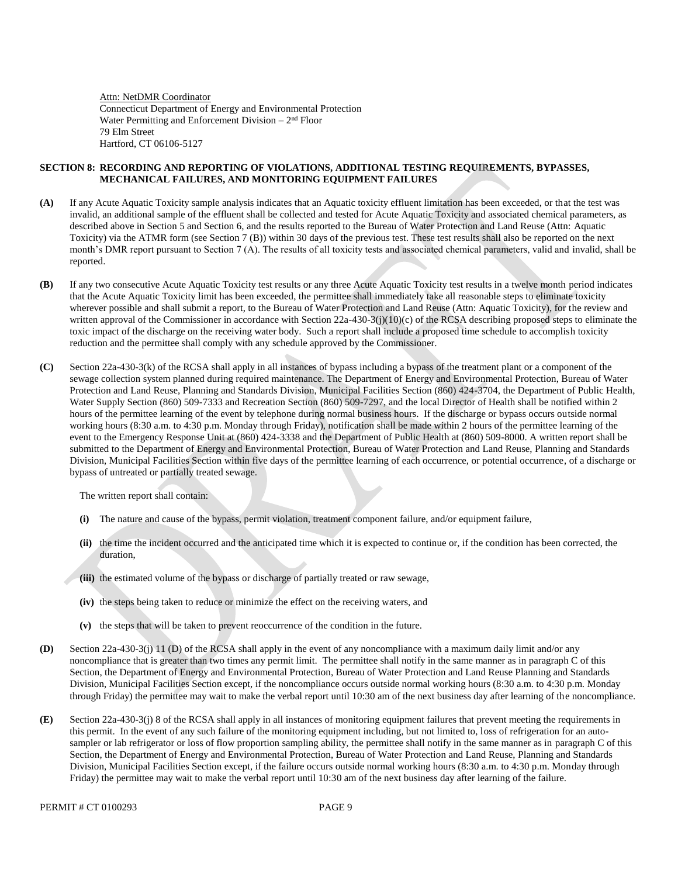Attn: NetDMR Coordinator
Connecticut Department of Energy and Environmental Protection
Water Permitting and Enforcement Division – 2nd Floor
79 Elm Street
Hartford, CT 06106-5127

## SECTION 8: RECORDING AND REPORTING OF VIOLATIONS, ADDITIONAL TESTING REQUIREMENTS, BYPASSES, MECHANICAL FAILURES, AND MONITORING EQUIPMENT FAILURES

**(A)** If any Acute Aquatic Toxicity sample analysis indicates that an Aquatic toxicity effluent limitation has been exceeded, or that the test was invalid, an additional sample of the effluent shall be collected and tested for Acute Aquatic Toxicity and associated chemical parameters, as described above in Section 5 and Section 6, and the results reported to the Bureau of Water Protection and Land Reuse (Attn: Aquatic Toxicity) via the ATMR form (see Section 7 (B)) within 30 days of the previous test. These test results shall also be reported on the next month's DMR report pursuant to Section 7 (A). The results of all toxicity tests and associated chemical parameters, valid and invalid, shall be reported.

**(B)** If any two consecutive Acute Aquatic Toxicity test results or any three Acute Aquatic Toxicity test results in a twelve month period indicates that the Acute Aquatic Toxicity limit has been exceeded, the permittee shall immediately take all reasonable steps to eliminate toxicity wherever possible and shall submit a report, to the Bureau of Water Protection and Land Reuse (Attn: Aquatic Toxicity), for the review and written approval of the Commissioner in accordance with Section 22a-430-3(j)(10)(c) of the RCSA describing proposed steps to eliminate the toxic impact of the discharge on the receiving water body. Such a report shall include a proposed time schedule to accomplish toxicity reduction and the permittee shall comply with any schedule approved by the Commissioner.

**(C)** Section 22a-430-3(k) of the RCSA shall apply in all instances of bypass including a bypass of the treatment plant or a component of the sewage collection system planned during required maintenance. The Department of Energy and Environmental Protection, Bureau of Water Protection and Land Reuse, Planning and Standards Division, Municipal Facilities Section (860) 424-3704, the Department of Public Health, Water Supply Section (860) 509-7333 and Recreation Section (860) 509-7297, and the local Director of Health shall be notified within 2 hours of the permittee learning of the event by telephone during normal business hours. If the discharge or bypass occurs outside normal working hours (8:30 a.m. to 4:30 p.m. Monday through Friday), notification shall be made within 2 hours of the permittee learning of the event to the Emergency Response Unit at (860) 424-3338 and the Department of Public Health at (860) 509-8000. A written report shall be submitted to the Department of Energy and Environmental Protection, Bureau of Water Protection and Land Reuse, Planning and Standards Division, Municipal Facilities Section within five days of the permittee learning of each occurrence, or potential occurrence, of a discharge or bypass of untreated or partially treated sewage.

The written report shall contain:

**(i)** The nature and cause of the bypass, permit violation, treatment component failure, and/or equipment failure,

**(ii)** the time the incident occurred and the anticipated time which it is expected to continue or, if the condition has been corrected, the duration,

**(iii)** the estimated volume of the bypass or discharge of partially treated or raw sewage,

**(iv)** the steps being taken to reduce or minimize the effect on the receiving waters, and

**(v)** the steps that will be taken to prevent reoccurrence of the condition in the future.

**(D)** Section 22a-430-3(j) 11 (D) of the RCSA shall apply in the event of any noncompliance with a maximum daily limit and/or any noncompliance that is greater than two times any permit limit. The permittee shall notify in the same manner as in paragraph C of this Section, the Department of Energy and Environmental Protection, Bureau of Water Protection and Land Reuse Planning and Standards Division, Municipal Facilities Section except, if the noncompliance occurs outside normal working hours (8:30 a.m. to 4:30 p.m. Monday through Friday) the permittee may wait to make the verbal report until 10:30 am of the next business day after learning of the noncompliance.

**(E)** Section 22a-430-3(j) 8 of the RCSA shall apply in all instances of monitoring equipment failures that prevent meeting the requirements in this permit. In the event of any such failure of the monitoring equipment including, but not limited to, loss of refrigeration for an auto-sampler or lab refrigerator or loss of flow proportion sampling ability, the permittee shall notify in the same manner as in paragraph C of this Section, the Department of Energy and Environmental Protection, Bureau of Water Protection and Land Reuse, Planning and Standards Division, Municipal Facilities Section except, if the failure occurs outside normal working hours (8:30 a.m. to 4:30 p.m. Monday through Friday) the permittee may wait to make the verbal report until 10:30 am of the next business day after learning of the failure.

PERMIT # CT 0100293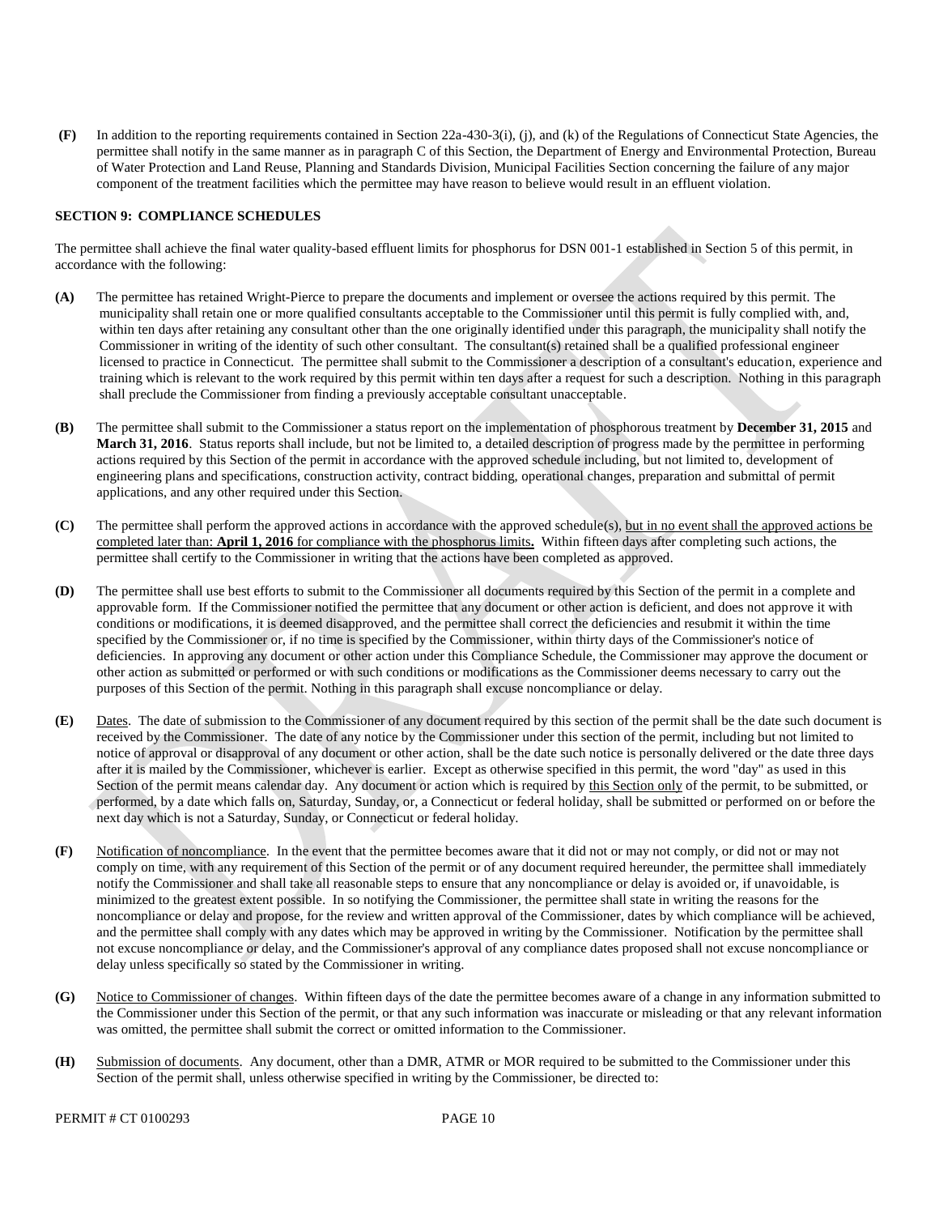**(F)** In addition to the reporting requirements contained in Section 22a-430-3(i), (j), and (k) of the Regulations of Connecticut State Agencies, the permittee shall notify in the same manner as in paragraph C of this Section, the Department of Energy and Environmental Protection, Bureau of Water Protection and Land Reuse, Planning and Standards Division, Municipal Facilities Section concerning the failure of any major component of the treatment facilities which the permittee may have reason to believe would result in an effluent violation.

**SECTION 9: COMPLIANCE SCHEDULES**

The permittee shall achieve the final water quality-based effluent limits for phosphorus for DSN 001-1 established in Section 5 of this permit, in accordance with the following:

**(A)** The permittee has retained Wright-Pierce to prepare the documents and implement or oversee the actions required by this permit. The municipality shall retain one or more qualified consultants acceptable to the Commissioner until this permit is fully complied with, and, within ten days after retaining any consultant other than the one originally identified under this paragraph, the municipality shall notify the Commissioner in writing of the identity of such other consultant. The consultant(s) retained shall be a qualified professional engineer licensed to practice in Connecticut. The permittee shall submit to the Commissioner a description of a consultant's education, experience and training which is relevant to the work required by this permit within ten days after a request for such a description. Nothing in this paragraph shall preclude the Commissioner from finding a previously acceptable consultant unacceptable.

**(B)** The permittee shall submit to the Commissioner a status report on the implementation of phosphorous treatment by **December 31, 2015** and **March 31, 2016**. Status reports shall include, but not be limited to, a detailed description of progress made by the permittee in performing actions required by this Section of the permit in accordance with the approved schedule including, but not limited to, development of engineering plans and specifications, construction activity, contract bidding, operational changes, preparation and submittal of permit applications, and any other required under this Section.

**(C)** The permittee shall perform the approved actions in accordance with the approved schedule(s), but in no event shall the approved actions be completed later than: **April 1, 2016** for compliance with the phosphorus limits**.** Within fifteen days after completing such actions, the permittee shall certify to the Commissioner in writing that the actions have been completed as approved.

**(D)** The permittee shall use best efforts to submit to the Commissioner all documents required by this Section of the permit in a complete and approvable form. If the Commissioner notified the permittee that any document or other action is deficient, and does not approve it with conditions or modifications, it is deemed disapproved, and the permittee shall correct the deficiencies and resubmit it within the time specified by the Commissioner or, if no time is specified by the Commissioner, within thirty days of the Commissioner's notice of deficiencies. In approving any document or other action under this Compliance Schedule, the Commissioner may approve the document or other action as submitted or performed or with such conditions or modifications as the Commissioner deems necessary to carry out the purposes of this Section of the permit. Nothing in this paragraph shall excuse noncompliance or delay.

**(E)** Dates. The date of submission to the Commissioner of any document required by this section of the permit shall be the date such document is received by the Commissioner. The date of any notice by the Commissioner under this section of the permit, including but not limited to notice of approval or disapproval of any document or other action, shall be the date such notice is personally delivered or the date three days after it is mailed by the Commissioner, whichever is earlier. Except as otherwise specified in this permit, the word "day" as used in this Section of the permit means calendar day. Any document or action which is required by this Section only of the permit, to be submitted, or performed, by a date which falls on, Saturday, Sunday, or, a Connecticut or federal holiday, shall be submitted or performed on or before the next day which is not a Saturday, Sunday, or Connecticut or federal holiday.

**(F)** Notification of noncompliance. In the event that the permittee becomes aware that it did not or may not comply, or did not or may not comply on time, with any requirement of this Section of the permit or of any document required hereunder, the permittee shall immediately notify the Commissioner and shall take all reasonable steps to ensure that any noncompliance or delay is avoided or, if unavoidable, is minimized to the greatest extent possible. In so notifying the Commissioner, the permittee shall state in writing the reasons for the noncompliance or delay and propose, for the review and written approval of the Commissioner, dates by which compliance will be achieved, and the permittee shall comply with any dates which may be approved in writing by the Commissioner. Notification by the permittee shall not excuse noncompliance or delay, and the Commissioner's approval of any compliance dates proposed shall not excuse noncompliance or delay unless specifically so stated by the Commissioner in writing.

**(G)** Notice to Commissioner of changes. Within fifteen days of the date the permittee becomes aware of a change in any information submitted to the Commissioner under this Section of the permit, or that any such information was inaccurate or misleading or that any relevant information was omitted, the permittee shall submit the correct or omitted information to the Commissioner.

**(H)** Submission of documents. Any document, other than a DMR, ATMR or MOR required to be submitted to the Commissioner under this Section of the permit shall, unless otherwise specified in writing by the Commissioner, be directed to: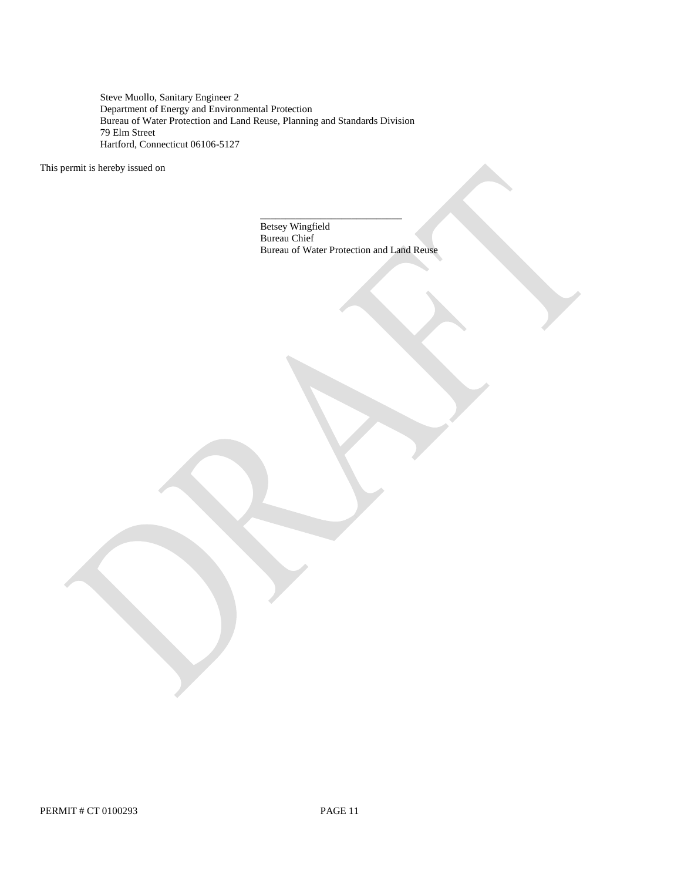Steve Muollo, Sanitary Engineer 2
Department of Energy and Environmental Protection
Bureau of Water Protection and Land Reuse, Planning and Standards Division
79 Elm Street
Hartford, Connecticut 06106-5127

This permit is hereby issued on

\_\_\_\_\_\_\_\_\_\_\_\_\_\_\_\_\_\_\_\_\_\_\_\_\_\_\_\_
Betsey Wingfield
Bureau Chief
Bureau of Water Protection and Land Reuse

DRAFT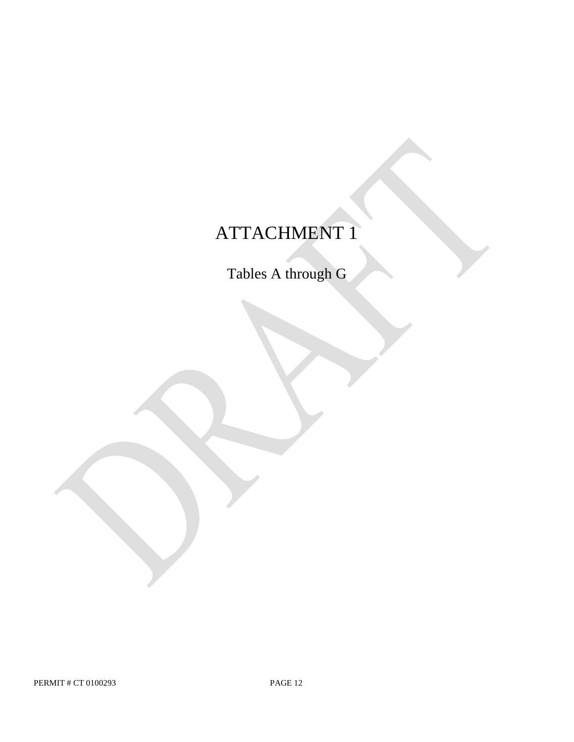# ATTACHMENT 1

Tables A through G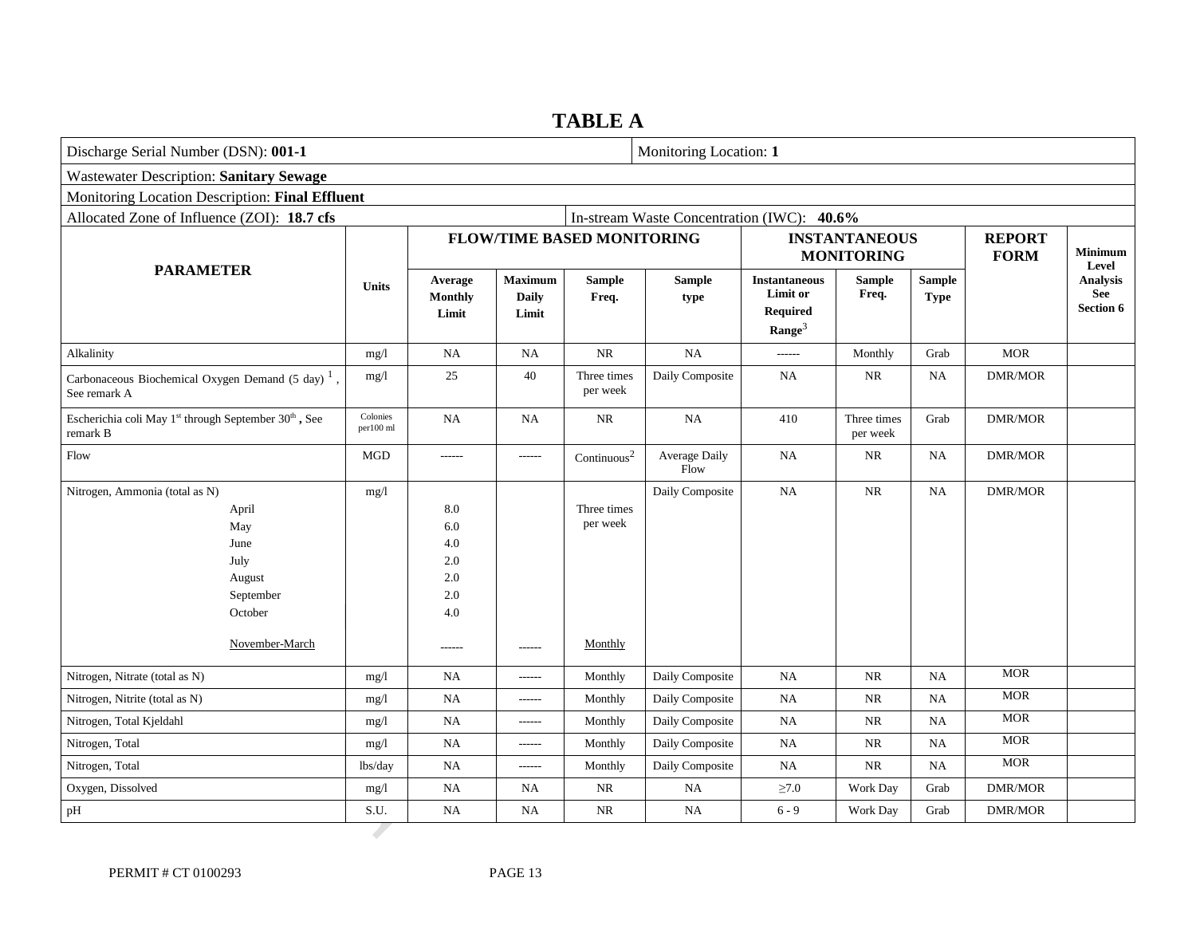# TABLE A

| Discharge Serial Number (DSN): **001-1** | | | | | | Monitoring Location: **1** | | | | |
|---|---|---|---|---|---|---|---|---|---|---|
| Wastewater Description: **Sanitary Sewage** | | | | | | | | | | |
| Monitoring Location Description: **Final Effluent** | | | | | | | | | | |
| Allocated Zone of Influence (ZOI): **18.7 cfs** | | | | | In-stream Waste Concentration (IWC): **40.6%** | | | | | |
| **PARAMETER** | **Units** | **FLOW/TIME BASED MONITORING** | | | | **INSTANTANEOUS MONITORING** | | | **REPORT FORM** | **Minimum Level Analysis See Section 6** |
| | | **Average Monthly Limit** | **Maximum Daily Limit** | **Sample Freq.** | **Sample type** | **Instantaneous Limit or Required Range**[3] | **Sample Freq.** | **Sample Type** | | |
| Alkalinity | mg/l | NA | NA | NR | NA | ------ | Monthly | Grab | MOR | |
| Carbonaceous Biochemical Oxygen Demand (5 day) [1], See remark A | mg/l | 25 | 40 | Three times per week | Daily Composite | NA | NR | NA | DMR/MOR | |
| Escherichia coli May 1st through September 30th, See remark B | Colonies per100 ml | NA | NA | NR | NA | 410 | Three times per week | Grab | DMR/MOR | |
| Flow | MGD | ------ | ------ | Continuous[2] | Average Daily Flow | NA | NR | NA | DMR/MOR | |
| Nitrogen, Ammonia (total as N) | mg/l | | | | Daily Composite | NA | NR | NA | DMR/MOR | |
| April | | 8.0 | | Three times per week | | | | | | |
| May | | 6.0 | | | | | | | | |
| June | | 4.0 | | | | | | | | |
| July | | 2.0 | | | | | | | | |
| August | | 2.0 | | | | | | | | |
| September | | 2.0 | | | | | | | | |
| October | | 4.0 | | | | | | | | |
| November-March | | ------ | ------ | Monthly | | | | | | |
| Nitrogen, Nitrate (total as N) | mg/l | NA | ------ | Monthly | Daily Composite | NA | NR | NA | MOR | |
| Nitrogen, Nitrite (total as N) | mg/l | NA | ------ | Monthly | Daily Composite | NA | NR | NA | MOR | |
| Nitrogen, Total Kjeldahl | mg/l | NA | ------ | Monthly | Daily Composite | NA | NR | NA | MOR | |
| Nitrogen, Total | mg/l | NA | ------ | Monthly | Daily Composite | NA | NR | NA | MOR | |
| Nitrogen, Total | lbs/day | NA | ------ | Monthly | Daily Composite | NA | NR | NA | MOR | |
| Oxygen, Dissolved | mg/l | NA | NA | NR | NA | $\geq$7.0 | Work Day | Grab | DMR/MOR | |
| pH | S.U. | NA | NA | NR | NA | 6 - 9 | Work Day | Grab | DMR/MOR | |

PERMIT # CT 0100293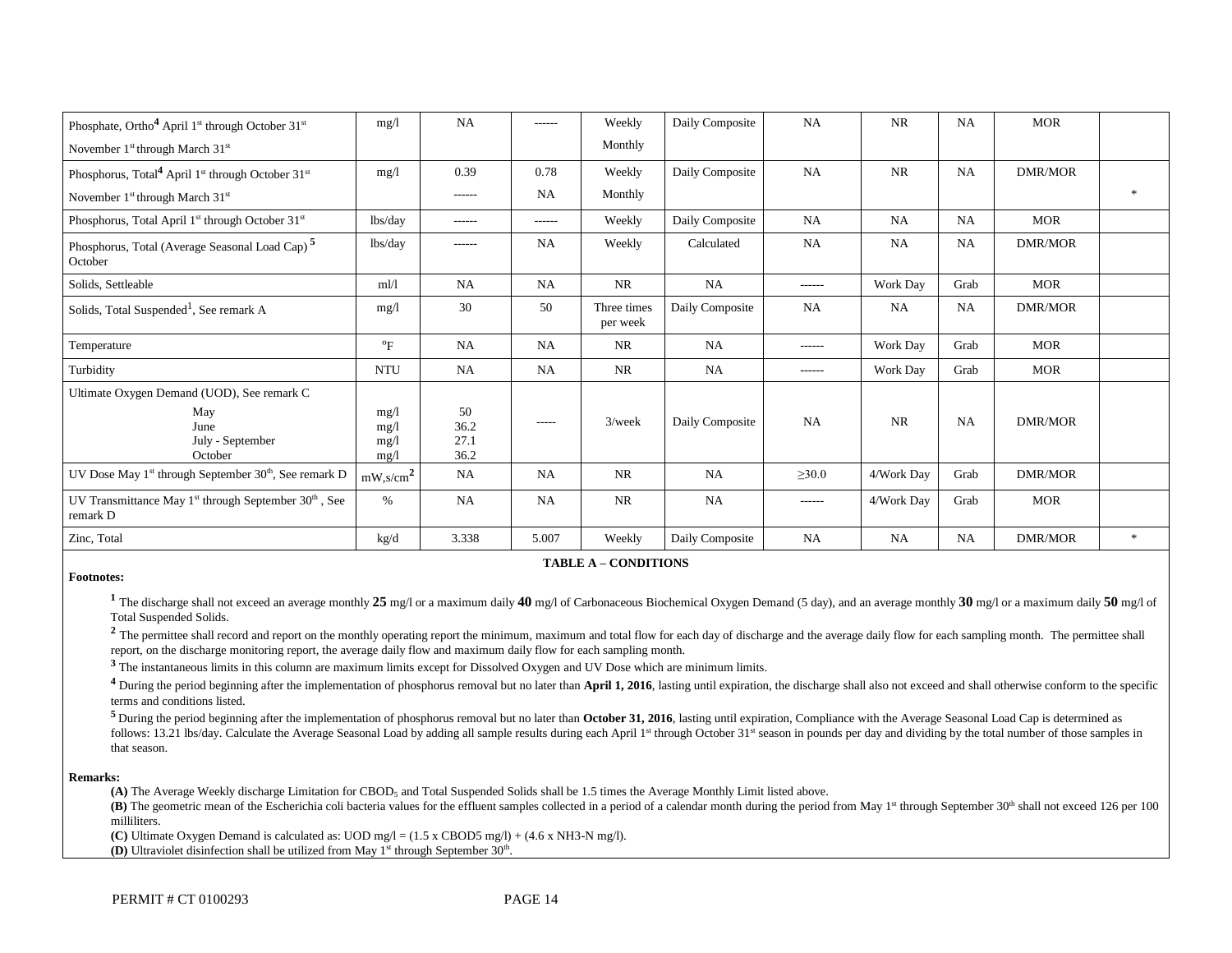| Phosphate, Ortho[4] April 1[st] through October 31[st] November 1[st] through March 31[st] | mg/l | NA | ------ | Weekly Monthly | Daily Composite | NA | NR | NA | MOR | |
|---|---|---|---|---|---|---|---|---|---|---|
| Phosphorus, Total[4] April 1[st] through October 31[st] November 1[st] through March 31[st] | mg/l | 0.39 ------ | 0.78 NA | Weekly Monthly | Daily Composite | NA | NR | NA | DMR/MOR | * |
| Phosphorus, Total April 1[st] through October 31[st] | lbs/day | ------ | ------ | Weekly | Daily Composite | NA | NA | NA | MOR | |
| Phosphorus, Total (Average Seasonal Load Cap) [5] October | lbs/day | ------ | NA | Weekly | Calculated | NA | NA | NA | DMR/MOR | |
| Solids, Settleable | ml/l | NA | NA | NR | NA | ------ | Work Day | Grab | MOR | |
| Solids, Total Suspended[1], See remark A | mg/l | 30 | 50 | Three times per week | Daily Composite | NA | NA | NA | DMR/MOR | |
| Temperature | °F | NA | NA | NR | NA | ------ | Work Day | Grab | MOR | |
| Turbidity | NTU | NA | NA | NR | NA | ------ | Work Day | Grab | MOR | |
| Ultimate Oxygen Demand (UOD), See remark C May June July - September October | mg/l mg/l mg/l mg/l | 50 36.2 27.1 36.2 | ----- | 3/week | Daily Composite | NA | NR | NA | DMR/MOR | |
| UV Dose May 1[st] through September 30[th], See remark D | mW,s/cm[2] | NA | NA | NR | NA | ≥30.0 | 4/Work Day | Grab | DMR/MOR | |
| UV Transmittance May 1[st] through September 30[th] , See remark D | % | NA | NA | NR | NA | ------ | 4/Work Day | Grab | MOR | |
| Zinc, Total | kg/d | 3.338 | 5.007 | Weekly | Daily Composite | NA | NA | NA | DMR/MOR | * |

**TABLE A – CONDITIONS**

**Footnotes:**

[1] The discharge shall not exceed an average monthly **25** mg/l or a maximum daily **40** mg/l of Carbonaceous Biochemical Oxygen Demand (5 day), and an average monthly **30** mg/l or a maximum daily **50** mg/l of Total Suspended Solids.

[2] The permittee shall record and report on the monthly operating report the minimum, maximum and total flow for each day of discharge and the average daily flow for each sampling month. The permittee shall report, on the discharge monitoring report, the average daily flow and maximum daily flow for each sampling month.

[3] The instantaneous limits in this column are maximum limits except for Dissolved Oxygen and UV Dose which are minimum limits.

[4] During the period beginning after the implementation of phosphorus removal but no later than **April 1, 2016**, lasting until expiration, the discharge shall also not exceed and shall otherwise conform to the specific terms and conditions listed.

[5] During the period beginning after the implementation of phosphorus removal but no later than **October 31, 2016**, lasting until expiration, Compliance with the Average Seasonal Load Cap is determined as follows: 13.21 lbs/day. Calculate the Average Seasonal Load by adding all sample results during each April 1[st] through October 31[st] season in pounds per day and dividing by the total number of those samples in that season.

**Remarks:**

**(A)** The Average Weekly discharge Limitation for $CBOD_5$ and Total Suspended Solids shall be 1.5 times the Average Monthly Limit listed above.

**(B)** The geometric mean of the Escherichia coli bacteria values for the effluent samples collected in a period of a calendar month during the period from May 1[st] through September 30[th] shall not exceed 126 per 100 milliliters.

**(C)** Ultimate Oxygen Demand is calculated as: UOD mg/l = (1.5 x CBOD5 mg/l) + (4.6 x NH3-N mg/l).

**(D)** Ultraviolet disinfection shall be utilized from May 1[st] through September 30[th].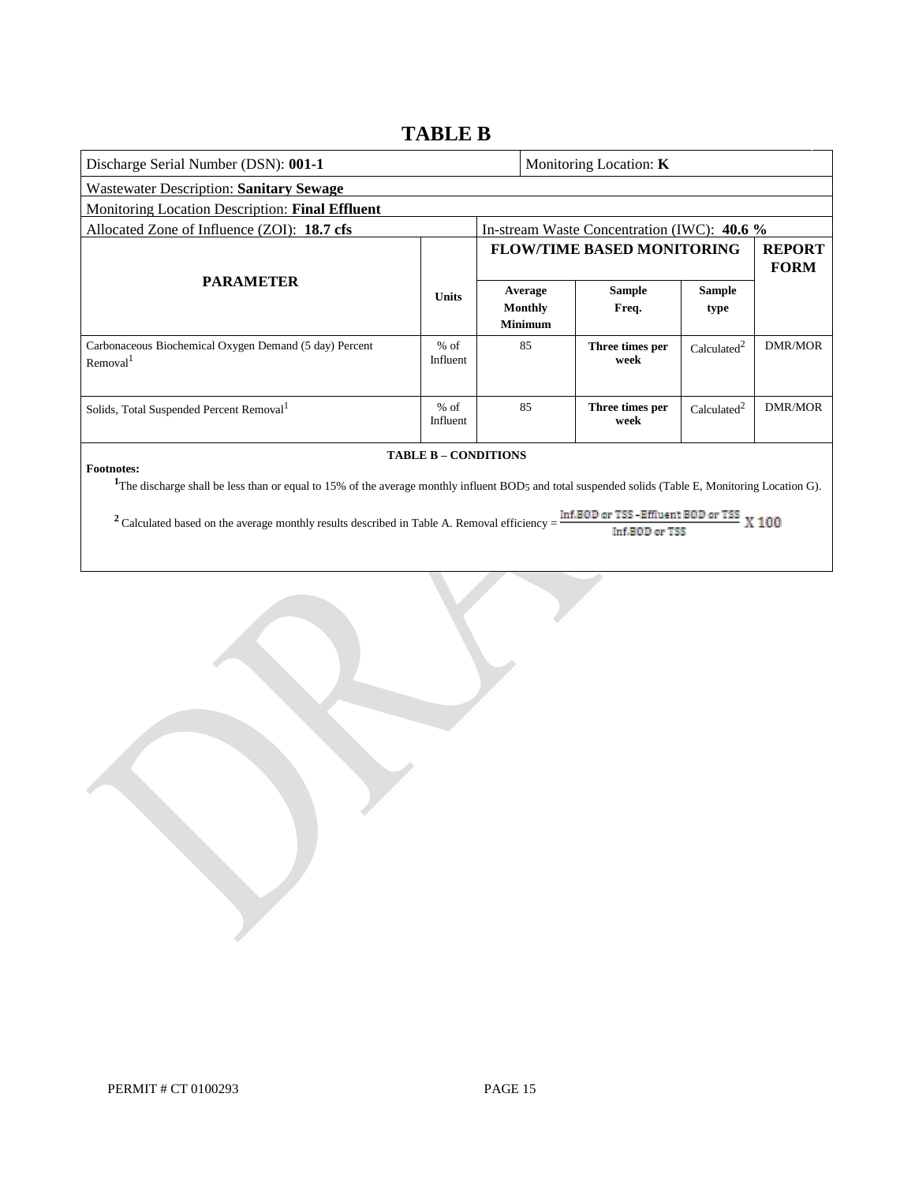# TABLE B

| Discharge Serial Number (DSN): **001-1** | | | Monitoring Location: **K** | | |
|---|---|---|---|---|---|
| Wastewater Description: **Sanitary Sewage** | | | | | |
| Monitoring Location Description: **Final Effluent** | | | | | |
| Allocated Zone of Influence (ZOI): **18.7 cfs** | | In-stream Waste Concentration (IWC): **40.6 %** | | | |
| **PARAMETER** | **Units** | **FLOW/TIME BASED MONITORING** | | | **REPORT FORM** |
| | | **Average Monthly Minimum** | **Sample Freq.** | **Sample type** | |
| Carbonaceous Biochemical Oxygen Demand (5 day) Percent Removal[1] | % of Influent | 85 | **Three times per week** | Calculated[2] | DMR/MOR |
| Solids, Total Suspended Percent Removal[1] | % of Influent | 85 | **Three times per week** | Calculated[2] | DMR/MOR |

**TABLE B – CONDITIONS**

**Footnotes:**

[1] The discharge shall be less than or equal to 15% of the average monthly influent $BOD_5$ and total suspended solids (Table E, Monitoring Location G).

[2] Calculated based on the average monthly results described in Table A. Removal efficiency = $\frac{\text{Inf.BOD or TSS} - \text{Effluent BOD or TSS}}{\text{Inf.BOD or TSS}} \times 100$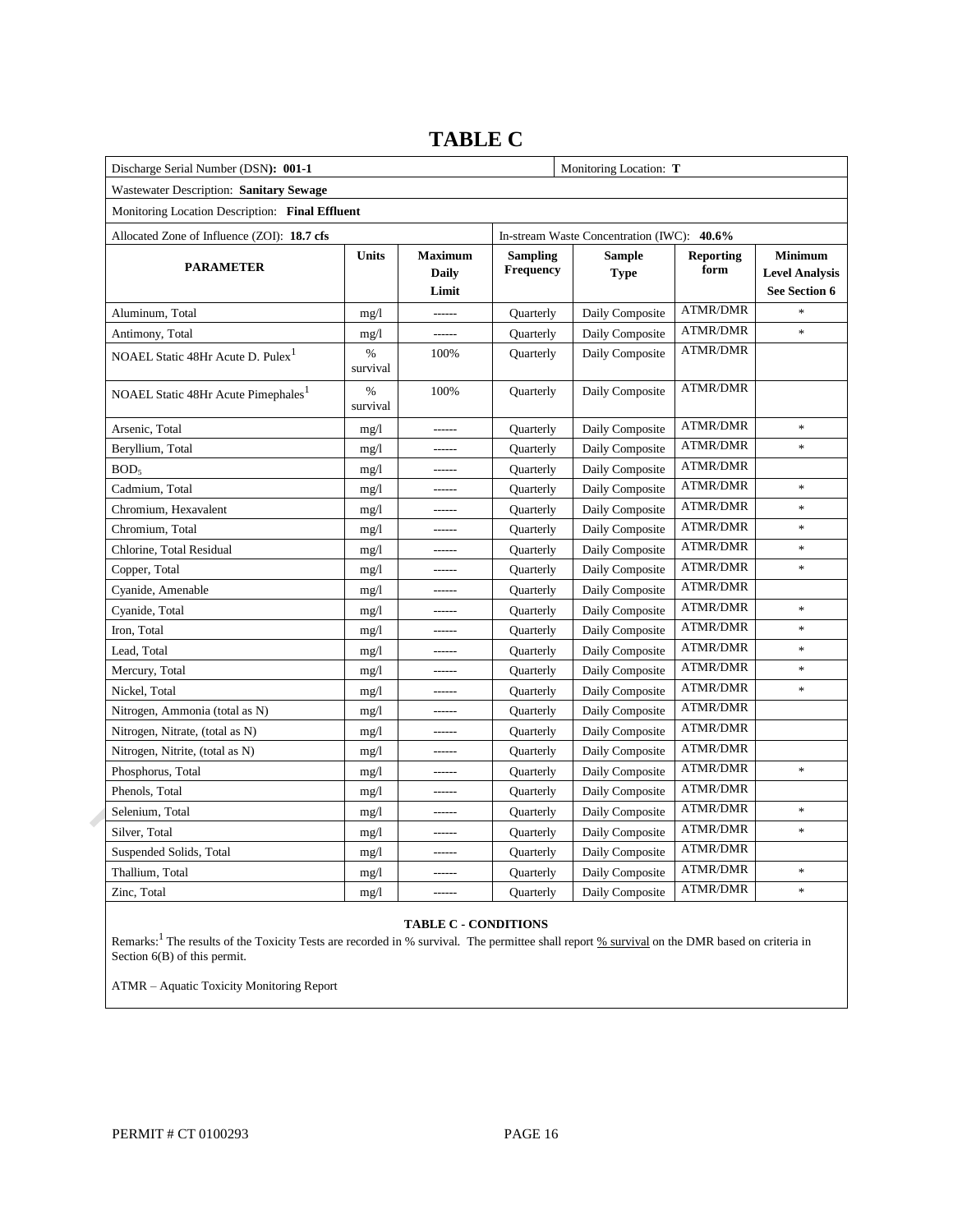# TABLE C

| Discharge Serial Number (DSN): **001-1** | | | | Monitoring Location: **T** | | |
|---|---|---|---|---|---|---|
| Wastewater Description: **Sanitary Sewage** | | | | | | |
| Monitoring Location Description: **Final Effluent** | | | | | | |
| Allocated Zone of Influence (ZOI): **18.7 cfs** | | | In-stream Waste Concentration (IWC): **40.6%** | | | |
| **PARAMETER** | **Units** | **Maximum Daily Limit** | **Sampling Frequency** | **Sample Type** | **Reporting form** | **Minimum Level Analysis See Section 6** |
| Aluminum, Total | mg/l | ------ | Quarterly | Daily Composite | ATMR/DMR | * |
| Antimony, Total | mg/l | ------ | Quarterly | Daily Composite | ATMR/DMR | * |
| NOAEL Static 48Hr Acute D. Pulex[1] | % survival | 100% | Quarterly | Daily Composite | ATMR/DMR | |
| NOAEL Static 48Hr Acute Pimephales[1] | % survival | 100% | Quarterly | Daily Composite | ATMR/DMR | |
| Arsenic, Total | mg/l | ------ | Quarterly | Daily Composite | ATMR/DMR | * |
| Beryllium, Total | mg/l | ------ | Quarterly | Daily Composite | ATMR/DMR | * |
| $BOD_5$ | mg/l | ------ | Quarterly | Daily Composite | ATMR/DMR | |
| Cadmium, Total | mg/l | ------ | Quarterly | Daily Composite | ATMR/DMR | * |
| Chromium, Hexavalent | mg/l | ------ | Quarterly | Daily Composite | ATMR/DMR | * |
| Chromium, Total | mg/l | ------ | Quarterly | Daily Composite | ATMR/DMR | * |
| Chlorine, Total Residual | mg/l | ------ | Quarterly | Daily Composite | ATMR/DMR | * |
| Copper, Total | mg/l | ------ | Quarterly | Daily Composite | ATMR/DMR | * |
| Cyanide, Amenable | mg/l | ------ | Quarterly | Daily Composite | ATMR/DMR | |
| Cyanide, Total | mg/l | ------ | Quarterly | Daily Composite | ATMR/DMR | * |
| Iron, Total | mg/l | ------ | Quarterly | Daily Composite | ATMR/DMR | * |
| Lead, Total | mg/l | ------ | Quarterly | Daily Composite | ATMR/DMR | * |
| Mercury, Total | mg/l | ------ | Quarterly | Daily Composite | ATMR/DMR | * |
| Nickel, Total | mg/l | ------ | Quarterly | Daily Composite | ATMR/DMR | * |
| Nitrogen, Ammonia (total as N) | mg/l | ------ | Quarterly | Daily Composite | ATMR/DMR | |
| Nitrogen, Nitrate, (total as N) | mg/l | ------ | Quarterly | Daily Composite | ATMR/DMR | |
| Nitrogen, Nitrite, (total as N) | mg/l | ------ | Quarterly | Daily Composite | ATMR/DMR | |
| Phosphorus, Total | mg/l | ------ | Quarterly | Daily Composite | ATMR/DMR | * |
| Phenols, Total | mg/l | ------ | Quarterly | Daily Composite | ATMR/DMR | |
| Selenium, Total | mg/l | ------ | Quarterly | Daily Composite | ATMR/DMR | * |
| Silver, Total | mg/l | ------ | Quarterly | Daily Composite | ATMR/DMR | * |
| Suspended Solids, Total | mg/l | ------ | Quarterly | Daily Composite | ATMR/DMR | |
| Thallium, Total | mg/l | ------ | Quarterly | Daily Composite | ATMR/DMR | * |
| Zinc, Total | mg/l | ------ | Quarterly | Daily Composite | ATMR/DMR | * |

**TABLE C - CONDITIONS**

Remarks:[1] The results of the Toxicity Tests are recorded in % survival. The permittee shall report % survival on the DMR based on criteria in Section 6(B) of this permit.

ATMR – Aquatic Toxicity Monitoring Report

PERMIT # CT 0100293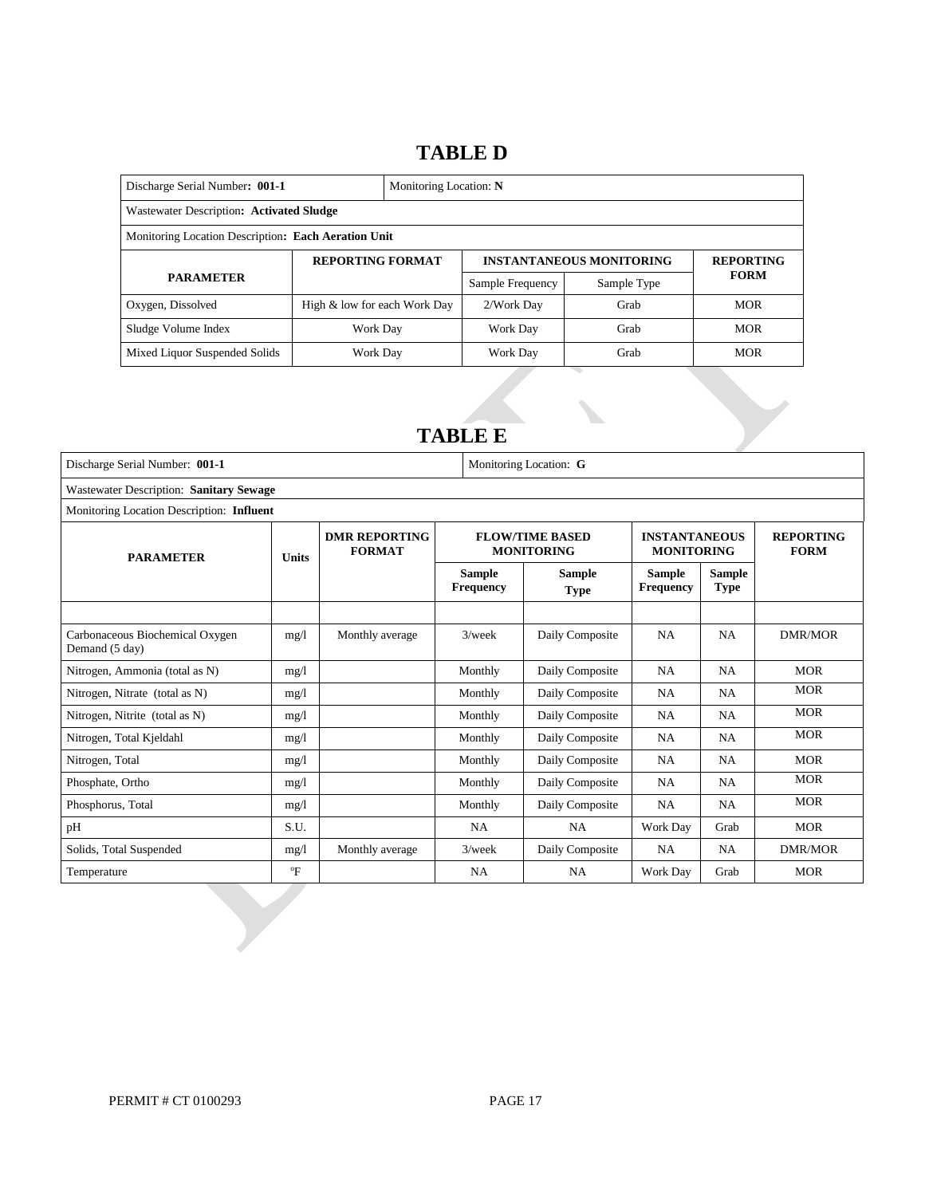# TABLE D

| Discharge Serial Number: **001-1** | Monitoring Location: **N** | | | |
|---|---|---|---|---|
| Wastewater Description: **Activated Sludge** | | | | |
| Monitoring Location Description: **Each Aeration Unit** | | | | |
| **PARAMETER** | **REPORTING FORMAT** | **INSTANTANEOUS MONITORING** | | **REPORTING FORM** |
| | | Sample Frequency | Sample Type | |
| Oxygen, Dissolved | High & low for each Work Day | 2/Work Day | Grab | MOR |
| Sludge Volume Index | Work Day | Work Day | Grab | MOR |
| Mixed Liquor Suspended Solids | Work Day | Work Day | Grab | MOR |

# TABLE E

| Discharge Serial Number: **001-1** | | | Monitoring Location: **G** | | | | |
|---|---|---|---|---|---|---|---|
| Wastewater Description: **Sanitary Sewage** | | | | | | | |
| Monitoring Location Description: **Influent** | | | | | | | |
| **PARAMETER** | **Units** | **DMR REPORTING FORMAT** | **FLOW/TIME BASED MONITORING** | | **INSTANTANEOUS MONITORING** | | **REPORTING FORM** |
| | | | **Sample Frequency** | **Sample Type** | **Sample Frequency** | **Sample Type** | |
| | | | | | | | |
| Carbonaceous Biochemical Oxygen Demand (5 day) | mg/l | Monthly average | 3/week | Daily Composite | NA | NA | DMR/MOR |
| Nitrogen, Ammonia (total as N) | mg/l | | Monthly | Daily Composite | NA | NA | MOR |
| Nitrogen, Nitrate (total as N) | mg/l | | Monthly | Daily Composite | NA | NA | MOR |
| Nitrogen, Nitrite (total as N) | mg/l | | Monthly | Daily Composite | NA | NA | MOR |
| Nitrogen, Total Kjeldahl | mg/l | | Monthly | Daily Composite | NA | NA | MOR |
| Nitrogen, Total | mg/l | | Monthly | Daily Composite | NA | NA | MOR |
| Phosphate, Ortho | mg/l | | Monthly | Daily Composite | NA | NA | MOR |
| Phosphorus, Total | mg/l | | Monthly | Daily Composite | NA | NA | MOR |
| pH | S.U. | | NA | NA | Work Day | Grab | MOR |
| Solids, Total Suspended | mg/l | Monthly average | 3/week | Daily Composite | NA | NA | DMR/MOR |
| Temperature | °F | | NA | NA | Work Day | Grab | MOR |

PERMIT # CT 0100293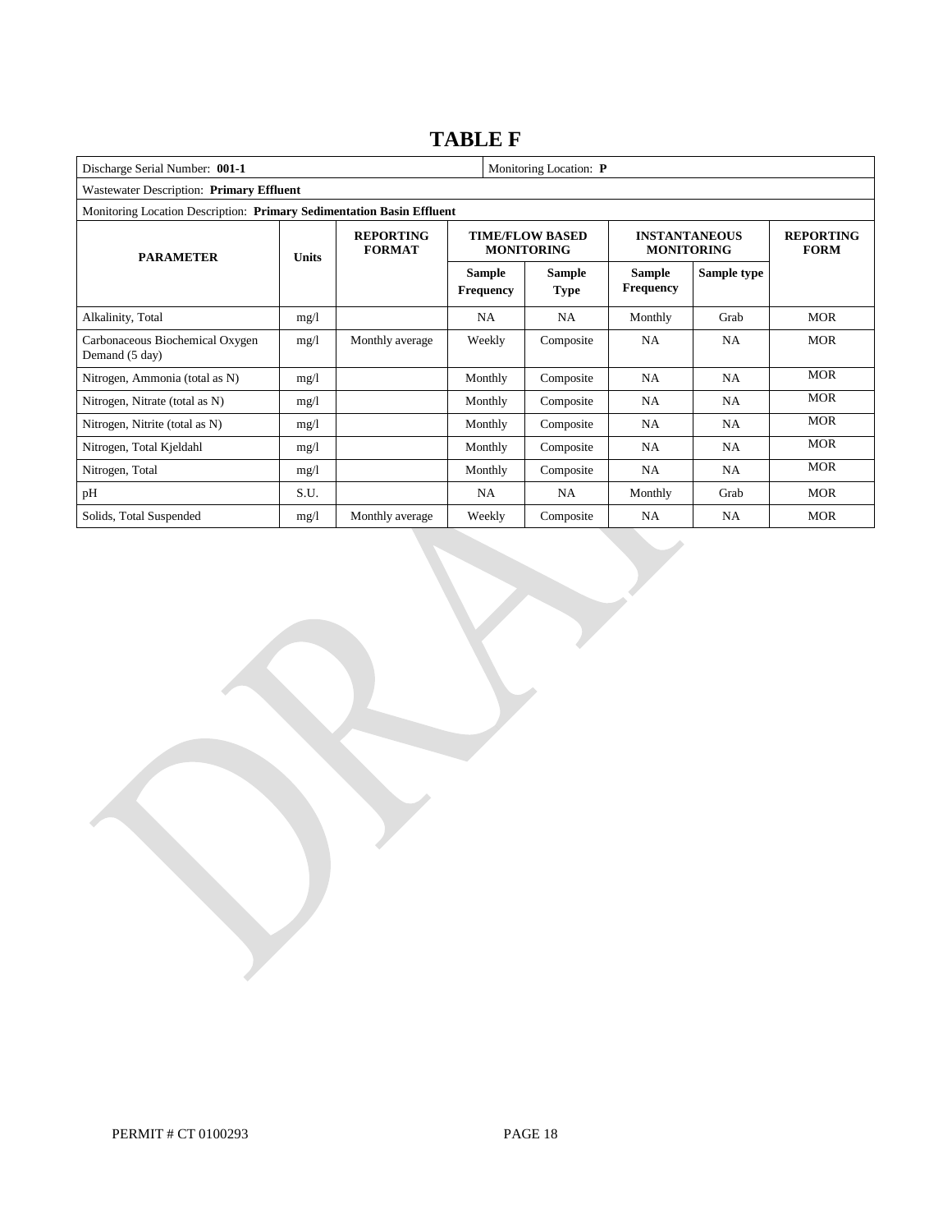# TABLE F

| Discharge Serial Number: **001-1** | | | | Monitoring Location: **P** | | | |
|---|---|---|---|---|---|---|---|
| Wastewater Description: **Primary Effluent** | | | | | | | |
| Monitoring Location Description: **Primary Sedimentation Basin Effluent** | | | | | | | |
| **PARAMETER** | **Units** | **REPORTING FORMAT** | **TIME/FLOW BASED MONITORING** | | **INSTANTANEOUS MONITORING** | | **REPORTING FORM** |
| | | | **Sample Frequency** | **Sample Type** | **Sample Frequency** | **Sample type** | |
| Alkalinity, Total | mg/l | | NA | NA | Monthly | Grab | MOR |
| Carbonaceous Biochemical Oxygen Demand (5 day) | mg/l | Monthly average | Weekly | Composite | NA | NA | MOR |
| Nitrogen, Ammonia (total as N) | mg/l | | Monthly | Composite | NA | NA | MOR |
| Nitrogen, Nitrate (total as N) | mg/l | | Monthly | Composite | NA | NA | MOR |
| Nitrogen, Nitrite (total as N) | mg/l | | Monthly | Composite | NA | NA | MOR |
| Nitrogen, Total Kjeldahl | mg/l | | Monthly | Composite | NA | NA | MOR |
| Nitrogen, Total | mg/l | | Monthly | Composite | NA | NA | MOR |
| pH | S.U. | | NA | NA | Monthly | Grab | MOR |
| Solids, Total Suspended | mg/l | Monthly average | Weekly | Composite | NA | NA | MOR |

PERMIT # CT 0100293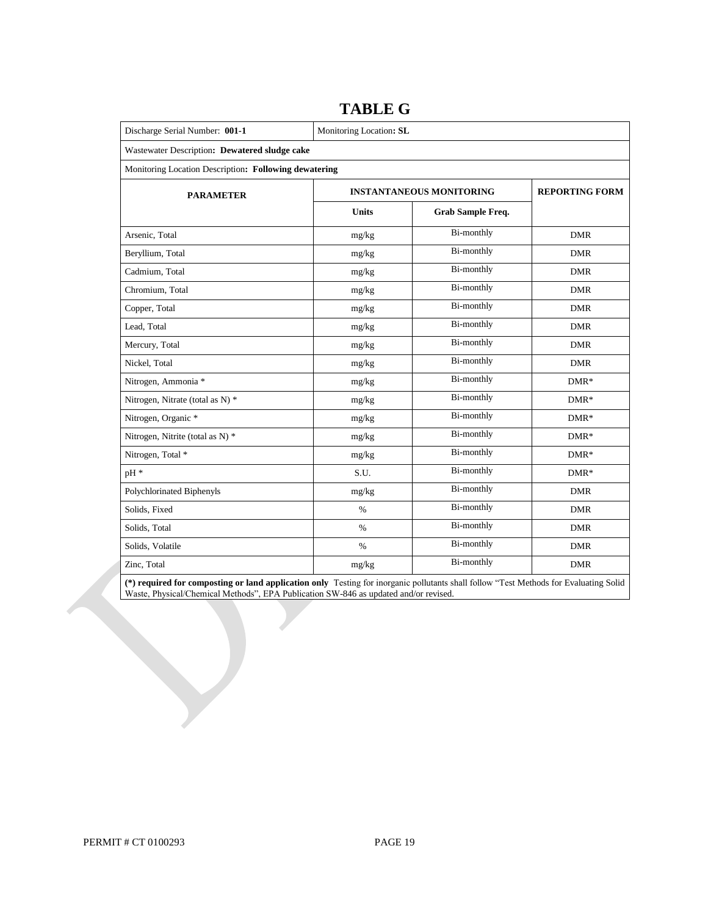# TABLE G

| Discharge Serial Number: **001-1** | Monitoring Location**: SL** | | |
|---|---|---|---|
| Wastewater Description**: Dewatered sludge cake** | | | |
| Monitoring Location Description**: Following dewatering** | | | |
| **PARAMETER** | **INSTANTANEOUS MONITORING** | | **REPORTING FORM** |
| | **Units** | **Grab Sample Freq.** | |
| Arsenic, Total | mg/kg | Bi-monthly | DMR |
| Beryllium, Total | mg/kg | Bi-monthly | DMR |
| Cadmium, Total | mg/kg | Bi-monthly | DMR |
| Chromium, Total | mg/kg | Bi-monthly | DMR |
| Copper, Total | mg/kg | Bi-monthly | DMR |
| Lead, Total | mg/kg | Bi-monthly | DMR |
| Mercury, Total | mg/kg | Bi-monthly | DMR |
| Nickel, Total | mg/kg | Bi-monthly | DMR |
| Nitrogen, Ammonia * | mg/kg | Bi-monthly | DMR* |
| Nitrogen, Nitrate (total as N) * | mg/kg | Bi-monthly | DMR* |
| Nitrogen, Organic * | mg/kg | Bi-monthly | DMR* |
| Nitrogen, Nitrite (total as N) * | mg/kg | Bi-monthly | DMR* |
| Nitrogen, Total * | mg/kg | Bi-monthly | DMR* |
| pH * | S.U. | Bi-monthly | DMR* |
| Polychlorinated Biphenyls | mg/kg | Bi-monthly | DMR |
| Solids, Fixed | % | Bi-monthly | DMR |
| Solids, Total | % | Bi-monthly | DMR |
| Solids, Volatile | % | Bi-monthly | DMR |
| Zinc, Total | mg/kg | Bi-monthly | DMR |

**(*) required for composting or land application only** Testing for inorganic pollutants shall follow "Test Methods for Evaluating Solid Waste, Physical/Chemical Methods", EPA Publication SW-846 as updated and/or revised.

PERMIT # CT 0100293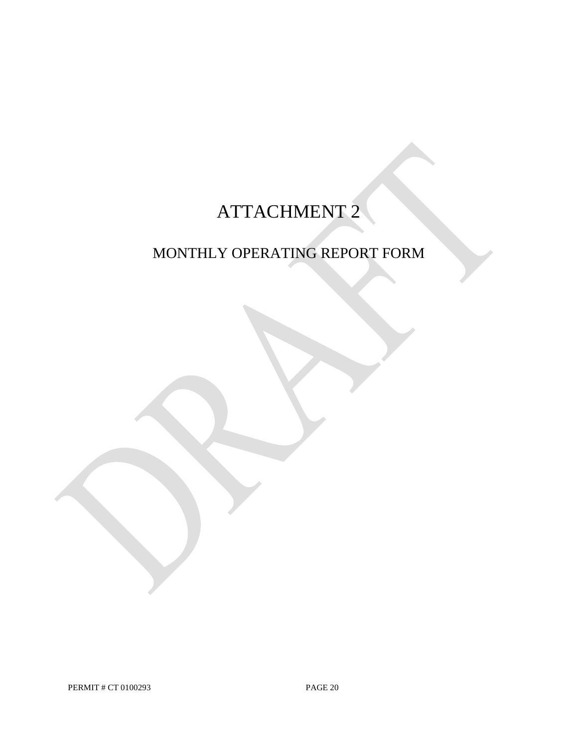# ATTACHMENT 2

## MONTHLY OPERATING REPORT FORM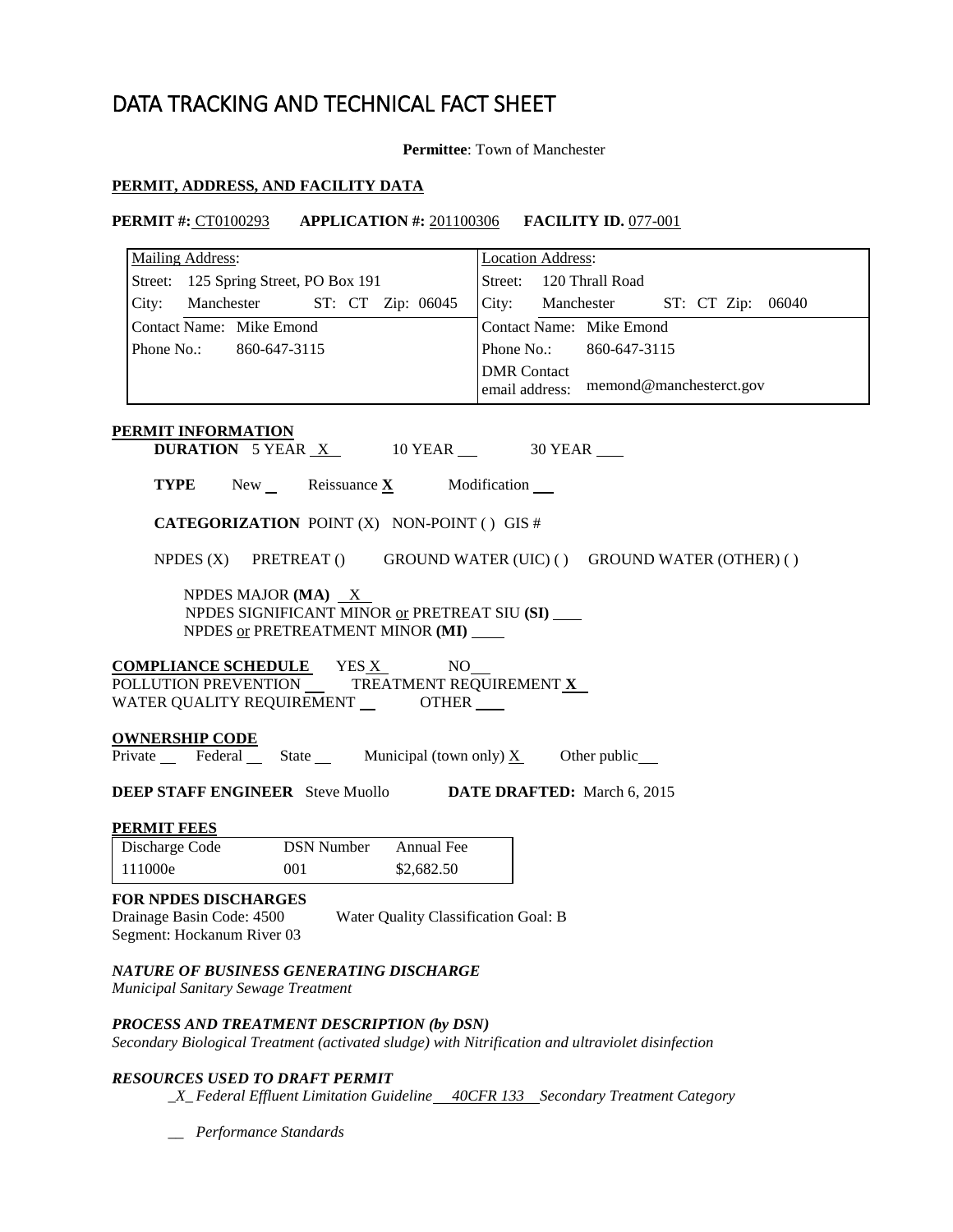# DATA TRACKING AND TECHNICAL FACT SHEET

**Permittee**: Town of Manchester

**PERMIT, ADDRESS, AND FACILITY DATA**

**PERMIT #:** CT0100293 **APPLICATION #:** 201100306 **FACILITY ID.** 077-001

| Mailing Address: | Location Address: |
|---|---|
| Street: 125 Spring Street, PO Box 191 | Street: 120 Thrall Road |
| City: Manchester ST: CT Zip: 06045 | City: Manchester ST: CT Zip: 06040 |
| Contact Name: Mike Emond | Contact Name: Mike Emond |
| Phone No.: 860-647-3115 | Phone No.: 860-647-3115 |
| | DMR Contact email address: memond@manchesterct.gov |

**PERMIT INFORMATION**

**DURATION** 5 YEAR X 10 YEAR ___ 30 YEAR ___

**TYPE** New ___ Reissuance **X** Modification ___

**CATEGORIZATION** POINT (X) NON-POINT ( ) GIS #

NPDES (X) PRETREAT () GROUND WATER (UIC) ( ) GROUND WATER (OTHER) ( )

NPDES MAJOR **(MA)** X
NPDES SIGNIFICANT MINOR or PRETREAT SIU **(SI)** ___
NPDES or PRETREATMENT MINOR **(MI)** ___

**COMPLIANCE SCHEDULE** YES X NO ___
POLLUTION PREVENTION ___ TREATMENT REQUIREMENT **X**
WATER QUALITY REQUIREMENT ___ OTHER ___

**OWNERSHIP CODE**
Private ___ Federal ___ State ___ Municipal (town only) X Other public ___

**DEEP STAFF ENGINEER** Steve Muollo **DATE DRAFTED:** March 6, 2015

**PERMIT FEES**

| Discharge Code | DSN Number | Annual Fee |
|---|---|---|
| 111000e | 001 | $2,682.50 |

**FOR NPDES DISCHARGES**
Drainage Basin Code: 4500 Water Quality Classification Goal: B
Segment: Hockanum River 03

***NATURE OF BUSINESS GENERATING DISCHARGE***
*Municipal Sanitary Sewage Treatment*

***PROCESS AND TREATMENT DESCRIPTION (by DSN)***
*Secondary Biological Treatment (activated sludge) with Nitrification and ultraviolet disinfection*

***RESOURCES USED TO DRAFT PERMIT***

_X_ *Federal Effluent Limitation Guideline* 40CFR 133 *Secondary Treatment Category*

__ *Performance Standards*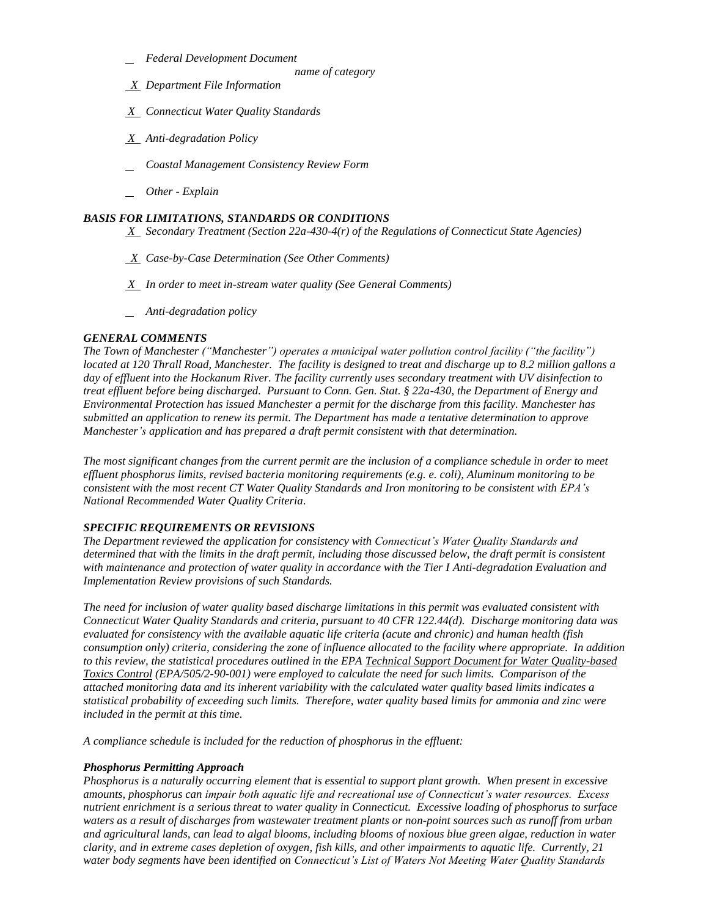_ *Federal Development Document*
*name of category*

_X_ *Department File Information*

_X_ *Connecticut Water Quality Standards*

_X_ *Anti-degradation Policy*

_ *Coastal Management Consistency Review Form*

_ *Other - Explain*

### *BASIS FOR LIMITATIONS, STANDARDS OR CONDITIONS*

_X_ *Secondary Treatment (Section 22a-430-4(r) of the Regulations of Connecticut State Agencies)*

_X_ *Case-by-Case Determination (See Other Comments)*

_X_ *In order to meet in-stream water quality (See General Comments)*

_ *Anti-degradation policy*

### *GENERAL COMMENTS*

*The Town of Manchester ("Manchester") operates a municipal water pollution control facility ("the facility") located at 120 Thrall Road, Manchester. The facility is designed to treat and discharge up to 8.2 million gallons a day of effluent into the Hockanum River. The facility currently uses secondary treatment with UV disinfection to treat effluent before being discharged. Pursuant to Conn. Gen. Stat. § 22a-430, the Department of Energy and Environmental Protection has issued Manchester a permit for the discharge from this facility. Manchester has submitted an application to renew its permit. The Department has made a tentative determination to approve Manchester's application and has prepared a draft permit consistent with that determination.*

*The most significant changes from the current permit are the inclusion of a compliance schedule in order to meet effluent phosphorus limits, revised bacteria monitoring requirements (e.g. e. coli), Aluminum monitoring to be consistent with the most recent CT Water Quality Standards and Iron monitoring to be consistent with EPA's National Recommended Water Quality Criteria.*

### *SPECIFIC REQUIREMENTS OR REVISIONS*

*The Department reviewed the application for consistency with Connecticut's Water Quality Standards and determined that with the limits in the draft permit, including those discussed below, the draft permit is consistent with maintenance and protection of water quality in accordance with the Tier I Anti-degradation Evaluation and Implementation Review provisions of such Standards.*

*The need for inclusion of water quality based discharge limitations in this permit was evaluated consistent with Connecticut Water Quality Standards and criteria, pursuant to 40 CFR 122.44(d). Discharge monitoring data was evaluated for consistency with the available aquatic life criteria (acute and chronic) and human health (fish consumption only) criteria, considering the zone of influence allocated to the facility where appropriate. In addition to this review, the statistical procedures outlined in the EPA Technical Support Document for Water Quality-based Toxics Control (EPA/505/2-90-001) were employed to calculate the need for such limits. Comparison of the attached monitoring data and its inherent variability with the calculated water quality based limits indicates a statistical probability of exceeding such limits. Therefore, water quality based limits for ammonia and zinc were included in the permit at this time.*

*A compliance schedule is included for the reduction of phosphorus in the effluent:*

#### ***Phosphorus Permitting Approach***

*Phosphorus is a naturally occurring element that is essential to support plant growth. When present in excessive amounts, phosphorus can impair both aquatic life and recreational use of Connecticut's water resources. Excess nutrient enrichment is a serious threat to water quality in Connecticut. Excessive loading of phosphorus to surface waters as a result of discharges from wastewater treatment plants or non-point sources such as runoff from urban and agricultural lands, can lead to algal blooms, including blooms of noxious blue green algae, reduction in water clarity, and in extreme cases depletion of oxygen, fish kills, and other impairments to aquatic life. Currently, 21 water body segments have been identified on Connecticut's List of Waters Not Meeting Water Quality Standards*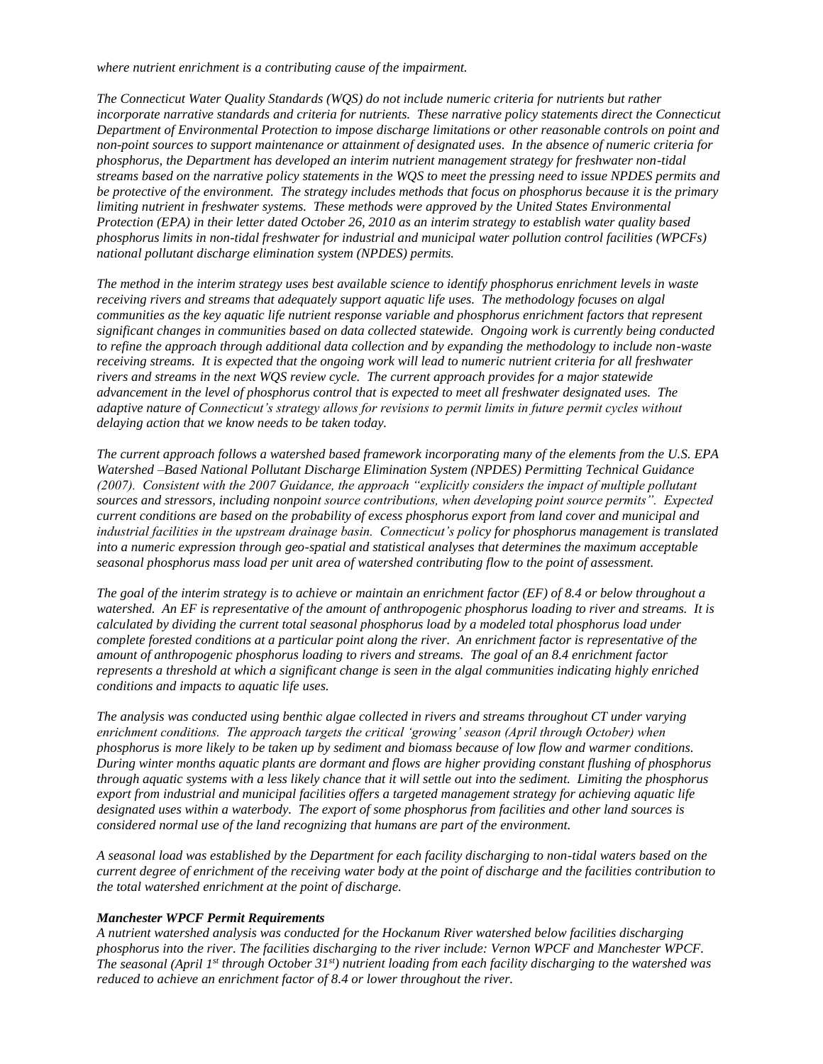*where nutrient enrichment is a contributing cause of the impairment.*

*The Connecticut Water Quality Standards (WQS) do not include numeric criteria for nutrients but rather incorporate narrative standards and criteria for nutrients. These narrative policy statements direct the Connecticut Department of Environmental Protection to impose discharge limitations or other reasonable controls on point and non-point sources to support maintenance or attainment of designated uses. In the absence of numeric criteria for phosphorus, the Department has developed an interim nutrient management strategy for freshwater non-tidal streams based on the narrative policy statements in the WQS to meet the pressing need to issue NPDES permits and be protective of the environment. The strategy includes methods that focus on phosphorus because it is the primary limiting nutrient in freshwater systems. These methods were approved by the United States Environmental Protection (EPA) in their letter dated October 26, 2010 as an interim strategy to establish water quality based phosphorus limits in non-tidal freshwater for industrial and municipal water pollution control facilities (WPCFs) national pollutant discharge elimination system (NPDES) permits.*

*The method in the interim strategy uses best available science to identify phosphorus enrichment levels in waste receiving rivers and streams that adequately support aquatic life uses. The methodology focuses on algal communities as the key aquatic life nutrient response variable and phosphorus enrichment factors that represent significant changes in communities based on data collected statewide. Ongoing work is currently being conducted to refine the approach through additional data collection and by expanding the methodology to include non-waste receiving streams. It is expected that the ongoing work will lead to numeric nutrient criteria for all freshwater rivers and streams in the next WQS review cycle. The current approach provides for a major statewide advancement in the level of phosphorus control that is expected to meet all freshwater designated uses. The adaptive nature of Connecticut's strategy allows for revisions to permit limits in future permit cycles without delaying action that we know needs to be taken today.*

*The current approach follows a watershed based framework incorporating many of the elements from the U.S. EPA Watershed –Based National Pollutant Discharge Elimination System (NPDES) Permitting Technical Guidance (2007). Consistent with the 2007 Guidance, the approach "explicitly considers the impact of multiple pollutant sources and stressors, including nonpoint source contributions, when developing point source permits". Expected current conditions are based on the probability of excess phosphorus export from land cover and municipal and industrial facilities in the upstream drainage basin. Connecticut's policy for phosphorus management is translated into a numeric expression through geo-spatial and statistical analyses that determines the maximum acceptable seasonal phosphorus mass load per unit area of watershed contributing flow to the point of assessment.*

*The goal of the interim strategy is to achieve or maintain an enrichment factor (EF) of 8.4 or below throughout a watershed. An EF is representative of the amount of anthropogenic phosphorus loading to river and streams. It is calculated by dividing the current total seasonal phosphorus load by a modeled total phosphorus load under complete forested conditions at a particular point along the river. An enrichment factor is representative of the amount of anthropogenic phosphorus loading to rivers and streams. The goal of an 8.4 enrichment factor represents a threshold at which a significant change is seen in the algal communities indicating highly enriched conditions and impacts to aquatic life uses.*

*The analysis was conducted using benthic algae collected in rivers and streams throughout CT under varying enrichment conditions. The approach targets the critical 'growing' season (April through October) when phosphorus is more likely to be taken up by sediment and biomass because of low flow and warmer conditions. During winter months aquatic plants are dormant and flows are higher providing constant flushing of phosphorus through aquatic systems with a less likely chance that it will settle out into the sediment. Limiting the phosphorus export from industrial and municipal facilities offers a targeted management strategy for achieving aquatic life designated uses within a waterbody. The export of some phosphorus from facilities and other land sources is considered normal use of the land recognizing that humans are part of the environment.*

*A seasonal load was established by the Department for each facility discharging to non-tidal waters based on the current degree of enrichment of the receiving water body at the point of discharge and the facilities contribution to the total watershed enrichment at the point of discharge.*

***Manchester WPCF Permit Requirements***

*A nutrient watershed analysis was conducted for the Hockanum River watershed below facilities discharging phosphorus into the river. The facilities discharging to the river include: Vernon WPCF and Manchester WPCF. The seasonal (April 1st through October 31st) nutrient loading from each facility discharging to the watershed was reduced to achieve an enrichment factor of 8.4 or lower throughout the river.*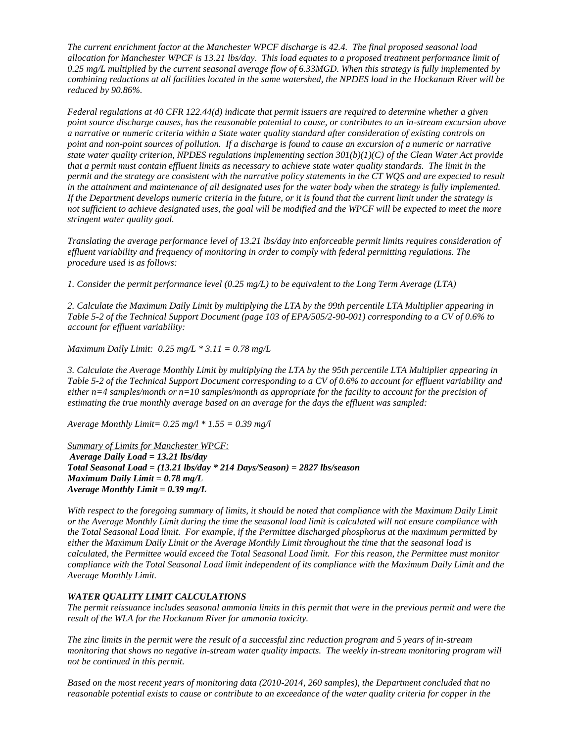*The current enrichment factor at the Manchester WPCF discharge is 42.4. The final proposed seasonal load allocation for Manchester WPCF is 13.21 lbs/day. This load equates to a proposed treatment performance limit of 0.25 mg/L multiplied by the current seasonal average flow of 6.33MGD. When this strategy is fully implemented by combining reductions at all facilities located in the same watershed, the NPDES load in the Hockanum River will be reduced by 90.86%.*

*Federal regulations at 40 CFR 122.44(d) indicate that permit issuers are required to determine whether a given point source discharge causes, has the reasonable potential to cause, or contributes to an in-stream excursion above a narrative or numeric criteria within a State water quality standard after consideration of existing controls on point and non-point sources of pollution. If a discharge is found to cause an excursion of a numeric or narrative state water quality criterion, NPDES regulations implementing section 301(b)(1)(C) of the Clean Water Act provide that a permit must contain effluent limits as necessary to achieve state water quality standards. The limit in the permit and the strategy are consistent with the narrative policy statements in the CT WQS and are expected to result in the attainment and maintenance of all designated uses for the water body when the strategy is fully implemented. If the Department develops numeric criteria in the future, or it is found that the current limit under the strategy is not sufficient to achieve designated uses, the goal will be modified and the WPCF will be expected to meet the more stringent water quality goal.*

*Translating the average performance level of 13.21 lbs/day into enforceable permit limits requires consideration of effluent variability and frequency of monitoring in order to comply with federal permitting regulations. The procedure used is as follows:*

*1. Consider the permit performance level (0.25 mg/L) to be equivalent to the Long Term Average (LTA)*

*2. Calculate the Maximum Daily Limit by multiplying the LTA by the 99th percentile LTA Multiplier appearing in Table 5-2 of the Technical Support Document (page 103 of EPA/505/2-90-001) corresponding to a CV of 0.6% to account for effluent variability:*

*Maximum Daily Limit: 0.25 mg/L * 3.11 = 0.78 mg/L*

*3. Calculate the Average Monthly Limit by multiplying the LTA by the 95th percentile LTA Multiplier appearing in Table 5-2 of the Technical Support Document corresponding to a CV of 0.6% to account for effluent variability and either n=4 samples/month or n=10 samples/month as appropriate for the facility to account for the precision of estimating the true monthly average based on an average for the days the effluent was sampled:*

*Average Monthly Limit= 0.25 mg/l * 1.55 = 0.39 mg/l*

*Summary of Limits for Manchester WPCF:*
***Average Daily Load = 13.21 lbs/day***
***Total Seasonal Load = (13.21 lbs/day * 214 Days/Season) = 2827 lbs/season***
***Maximum Daily Limit = 0.78 mg/L***
***Average Monthly Limit = 0.39 mg/L***

*With respect to the foregoing summary of limits, it should be noted that compliance with the Maximum Daily Limit or the Average Monthly Limit during the time the seasonal load limit is calculated will not ensure compliance with the Total Seasonal Load limit. For example, if the Permittee discharged phosphorus at the maximum permitted by either the Maximum Daily Limit or the Average Monthly Limit throughout the time that the seasonal load is calculated, the Permittee would exceed the Total Seasonal Load limit. For this reason, the Permittee must monitor compliance with the Total Seasonal Load limit independent of its compliance with the Maximum Daily Limit and the Average Monthly Limit.*

***WATER QUALITY LIMIT CALCULATIONS***

*The permit reissuance includes seasonal ammonia limits in this permit that were in the previous permit and were the result of the WLA for the Hockanum River for ammonia toxicity.*

*The zinc limits in the permit were the result of a successful zinc reduction program and 5 years of in-stream monitoring that shows no negative in-stream water quality impacts. The weekly in-stream monitoring program will not be continued in this permit.*

*Based on the most recent years of monitoring data (2010-2014, 260 samples), the Department concluded that no reasonable potential exists to cause or contribute to an exceedance of the water quality criteria for copper in the*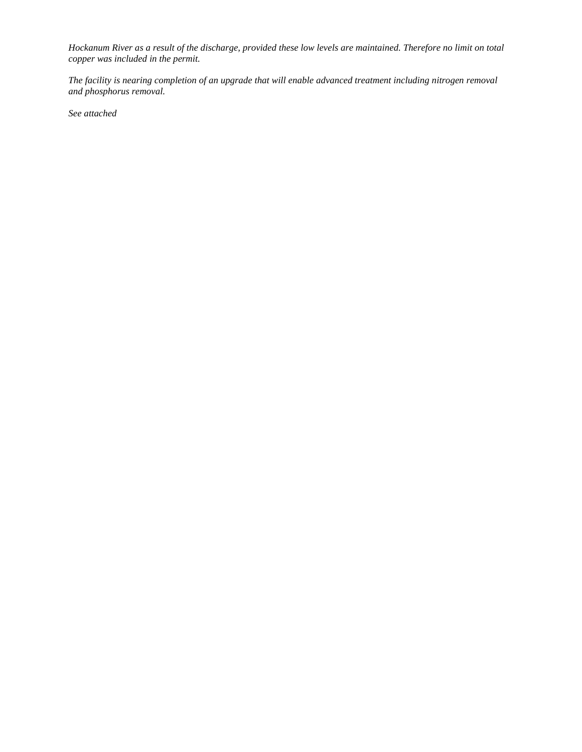*Hockanum River as a result of the discharge, provided these low levels are maintained. Therefore no limit on total copper was included in the permit.*

*The facility is nearing completion of an upgrade that will enable advanced treatment including nitrogen removal and phosphorus removal.*

*See attached*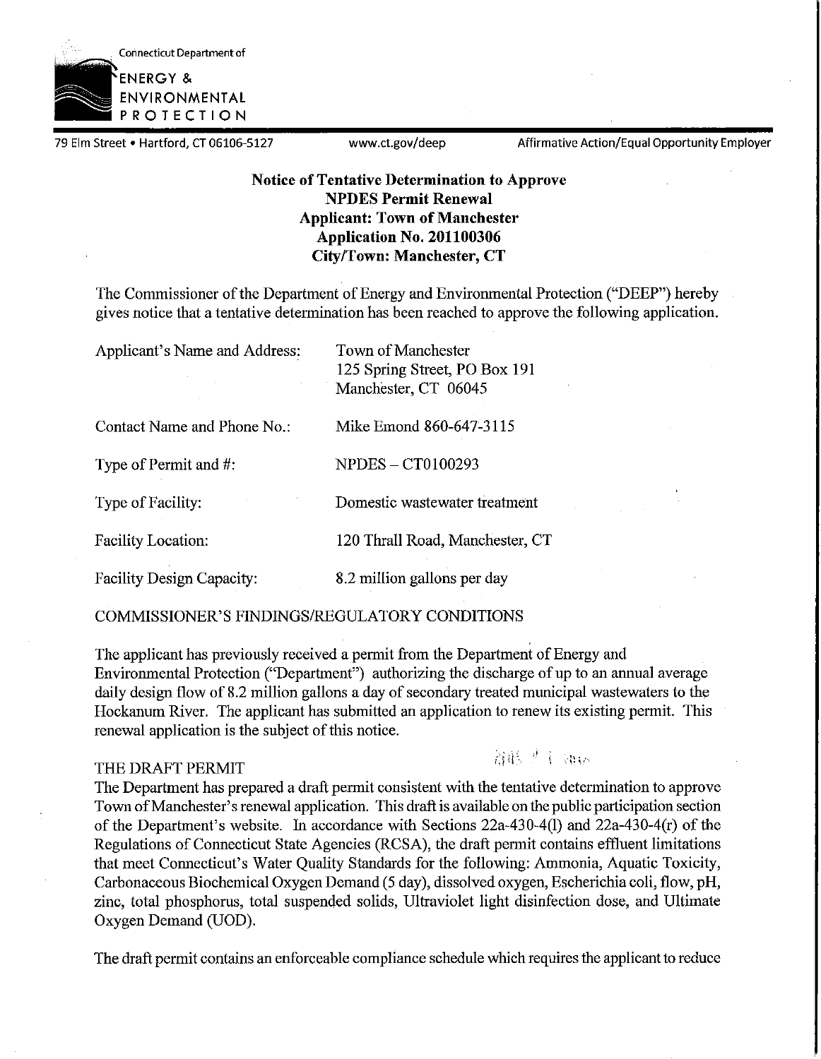Connecticut Department of

ENERGY & ENVIRONMENTAL PROTECTION

79 Elm Street • Hartford, CT 06106-5127 www.ct.gov/deep Affirmative Action/Equal Opportunity Employer

**Notice of Tentative Determination to Approve**
**NPDES Permit Renewal**
**Applicant: Town of Manchester**
**Application No. 201100306**
**City/Town: Manchester, CT**

The Commissioner of the Department of Energy and Environmental Protection ("DEEP") hereby gives notice that a tentative determination has been reached to approve the following application.

| | |
|---|---|
| Applicant's Name and Address: | Town of Manchester<br>125 Spring Street, PO Box 191<br>Manchester, CT 06045 |
| Contact Name and Phone No.: | Mike Emond 860-647-3115 |
| Type of Permit and #: | NPDES – CT0100293 |
| Type of Facility: | Domestic wastewater treatment |
| Facility Location: | 120 Thrall Road, Manchester, CT |
| Facility Design Capacity: | 8.2 million gallons per day |

COMMISSIONER'S FINDINGS/REGULATORY CONDITIONS

The applicant has previously received a permit from the Department of Energy and Environmental Protection ("Department") authorizing the discharge of up to an annual average daily design flow of 8.2 million gallons a day of secondary treated municipal wastewaters to the Hockanum River. The applicant has submitted an application to renew its existing permit. This renewal application is the subject of this notice.

THE DRAFT PERMIT

The Department has prepared a draft permit consistent with the tentative determination to approve Town of Manchester's renewal application. This draft is available on the public participation section of the Department's website. In accordance with Sections 22a-430-4(l) and 22a-430-4(r) of the Regulations of Connecticut State Agencies (RCSA), the draft permit contains effluent limitations that meet Connecticut's Water Quality Standards for the following: Ammonia, Aquatic Toxicity, Carbonaceous Biochemical Oxygen Demand (5 day), dissolved oxygen, Escherichia coli, flow, pH, zinc, total phosphorus, total suspended solids, Ultraviolet light disinfection dose, and Ultimate Oxygen Demand (UOD).

The draft permit contains an enforceable compliance schedule which requires the applicant to reduce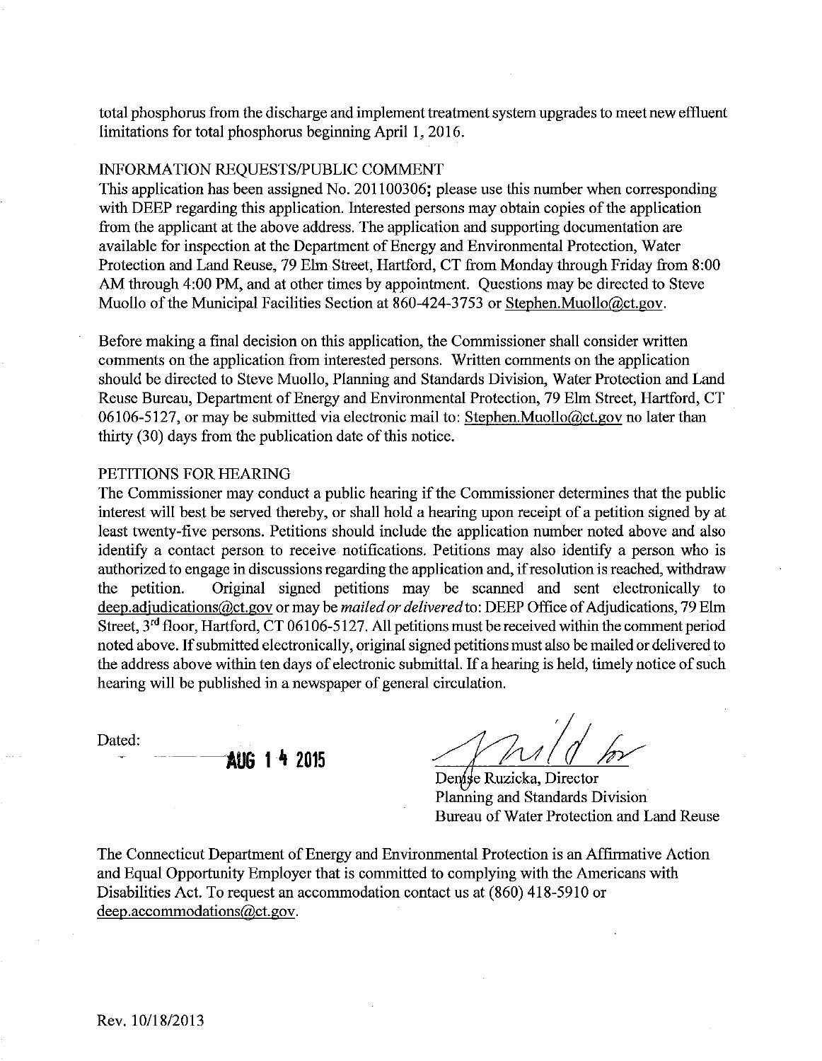total phosphorus from the discharge and implement treatment system upgrades to meet new effluent limitations for total phosphorus beginning April 1, 2016.

INFORMATION REQUESTS/PUBLIC COMMENT

This application has been assigned No. 201100306; please use this number when corresponding with DEEP regarding this application. Interested persons may obtain copies of the application from the applicant at the above address. The application and supporting documentation are available for inspection at the Department of Energy and Environmental Protection, Water Protection and Land Reuse, 79 Elm Street, Hartford, CT from Monday through Friday from 8:00 AM through 4:00 PM, and at other times by appointment. Questions may be directed to Steve Muollo of the Municipal Facilities Section at 860-424-3753 or Stephen.Muollo@ct.gov.

Before making a final decision on this application, the Commissioner shall consider written comments on the application from interested persons. Written comments on the application should be directed to Steve Muollo, Planning and Standards Division, Water Protection and Land Reuse Bureau, Department of Energy and Environmental Protection, 79 Elm Street, Hartford, CT 06106-5127, or may be submitted via electronic mail to: Stephen.Muollo@ct.gov no later than thirty (30) days from the publication date of this notice.

PETITIONS FOR HEARING

The Commissioner may conduct a public hearing if the Commissioner determines that the public interest will best be served thereby, or shall hold a hearing upon receipt of a petition signed by at least twenty-five persons. Petitions should include the application number noted above and also identify a contact person to receive notifications. Petitions may also identify a person who is authorized to engage in discussions regarding the application and, if resolution is reached, withdraw the petition. Original signed petitions may be scanned and sent electronically to deep.adjudications@ct.gov or may be *mailed or delivered* to: DEEP Office of Adjudications, 79 Elm Street, 3rd floor, Hartford, CT 06106-5127. All petitions must be received within the comment period noted above. If submitted electronically, original signed petitions must also be mailed or delivered to the address above within ten days of electronic submittal. If a hearing is held, timely notice of such hearing will be published in a newspaper of general circulation.

Dated: AUG 14 2015

Denise Ruzicka, Director
Planning and Standards Division
Bureau of Water Protection and Land Reuse

The Connecticut Department of Energy and Environmental Protection is an Affirmative Action and Equal Opportunity Employer that is committed to complying with the Americans with Disabilities Act. To request an accommodation contact us at (860) 418-5910 or deep.accommodations@ct.gov.

Rev. 10/18/2013